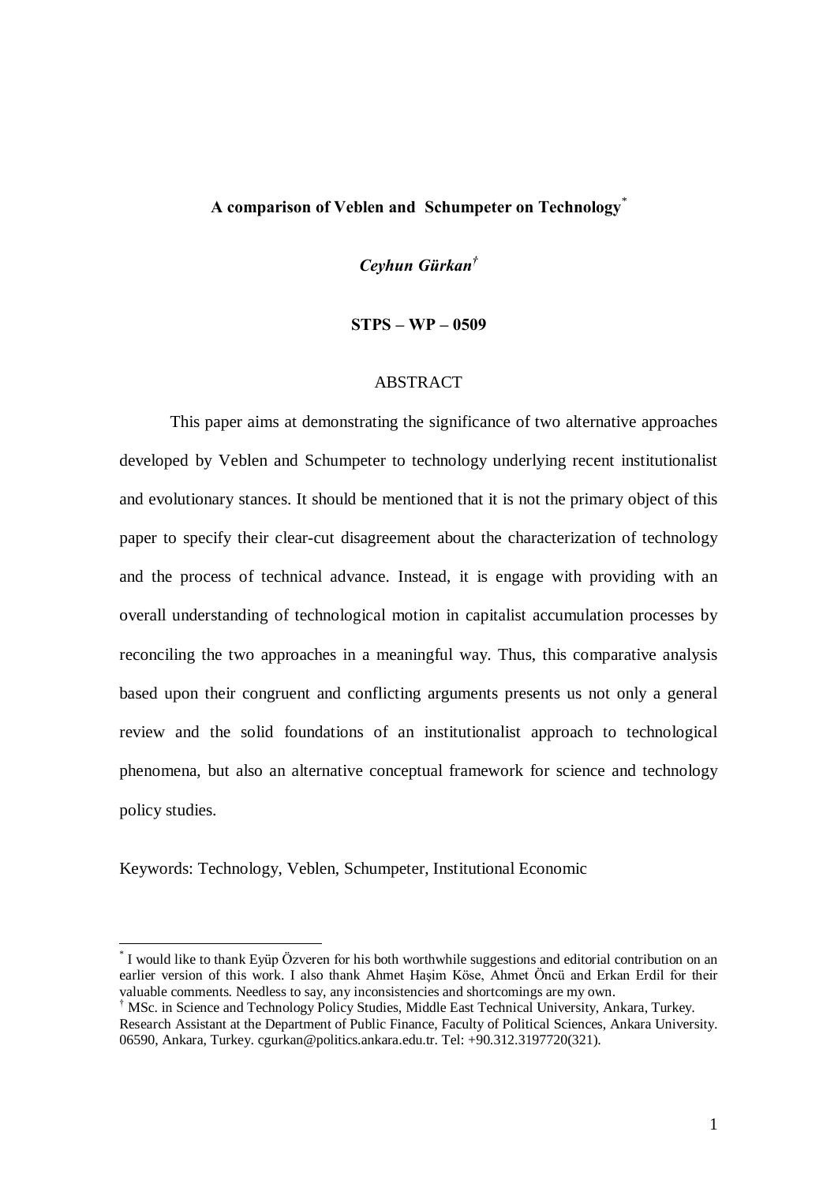# A comparison of Veblen and Schumpeter on Technology[*]

***Ceyhun Gürkan*[†]**

**STPS – WP – 0509**

## ABSTRACT

This paper aims at demonstrating the significance of two alternative approaches developed by Veblen and Schumpeter to technology underlying recent institutionalist and evolutionary stances. It should be mentioned that it is not the primary object of this paper to specify their clear-cut disagreement about the characterization of technology and the process of technical advance. Instead, it is engage with providing with an overall understanding of technological motion in capitalist accumulation processes by reconciling the two approaches in a meaningful way. Thus, this comparative analysis based upon their congruent and conflicting arguments presents us not only a general review and the solid foundations of an institutionalist approach to technological phenomena, but also an alternative conceptual framework for science and technology policy studies.

Keywords: Technology, Veblen, Schumpeter, Institutional Economic

---

[*] I would like to thank Eyüp Özveren for his both worthwhile suggestions and editorial contribution on an earlier version of this work. I also thank Ahmet Haşim Köse, Ahmet Öncü and Erkan Erdil for their valuable comments. Needless to say, any inconsistencies and shortcomings are my own.

[†] MSc. in Science and Technology Policy Studies, Middle East Technical University, Ankara, Turkey. Research Assistant at the Department of Public Finance, Faculty of Political Sciences, Ankara University. 06590, Ankara, Turkey. cgurkan@politics.ankara.edu.tr. Tel: +90.312.3197720(321).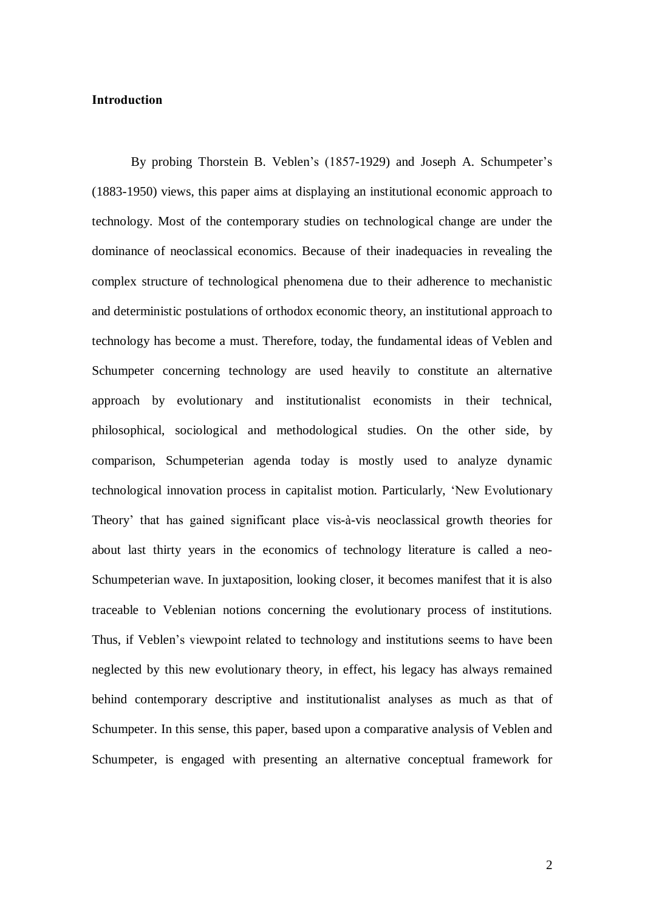## Introduction

By probing Thorstein B. Veblen's (1857-1929) and Joseph A. Schumpeter's (1883-1950) views, this paper aims at displaying an institutional economic approach to technology. Most of the contemporary studies on technological change are under the dominance of neoclassical economics. Because of their inadequacies in revealing the complex structure of technological phenomena due to their adherence to mechanistic and deterministic postulations of orthodox economic theory, an institutional approach to technology has become a must. Therefore, today, the fundamental ideas of Veblen and Schumpeter concerning technology are used heavily to constitute an alternative approach by evolutionary and institutionalist economists in their technical, philosophical, sociological and methodological studies. On the other side, by comparison, Schumpeterian agenda today is mostly used to analyze dynamic technological innovation process in capitalist motion. Particularly, 'New Evolutionary Theory' that has gained significant place vis-à-vis neoclassical growth theories for about last thirty years in the economics of technology literature is called a neo-Schumpeterian wave. In juxtaposition, looking closer, it becomes manifest that it is also traceable to Veblenian notions concerning the evolutionary process of institutions. Thus, if Veblen's viewpoint related to technology and institutions seems to have been neglected by this new evolutionary theory, in effect, his legacy has always remained behind contemporary descriptive and institutionalist analyses as much as that of Schumpeter. In this sense, this paper, based upon a comparative analysis of Veblen and Schumpeter, is engaged with presenting an alternative conceptual framework for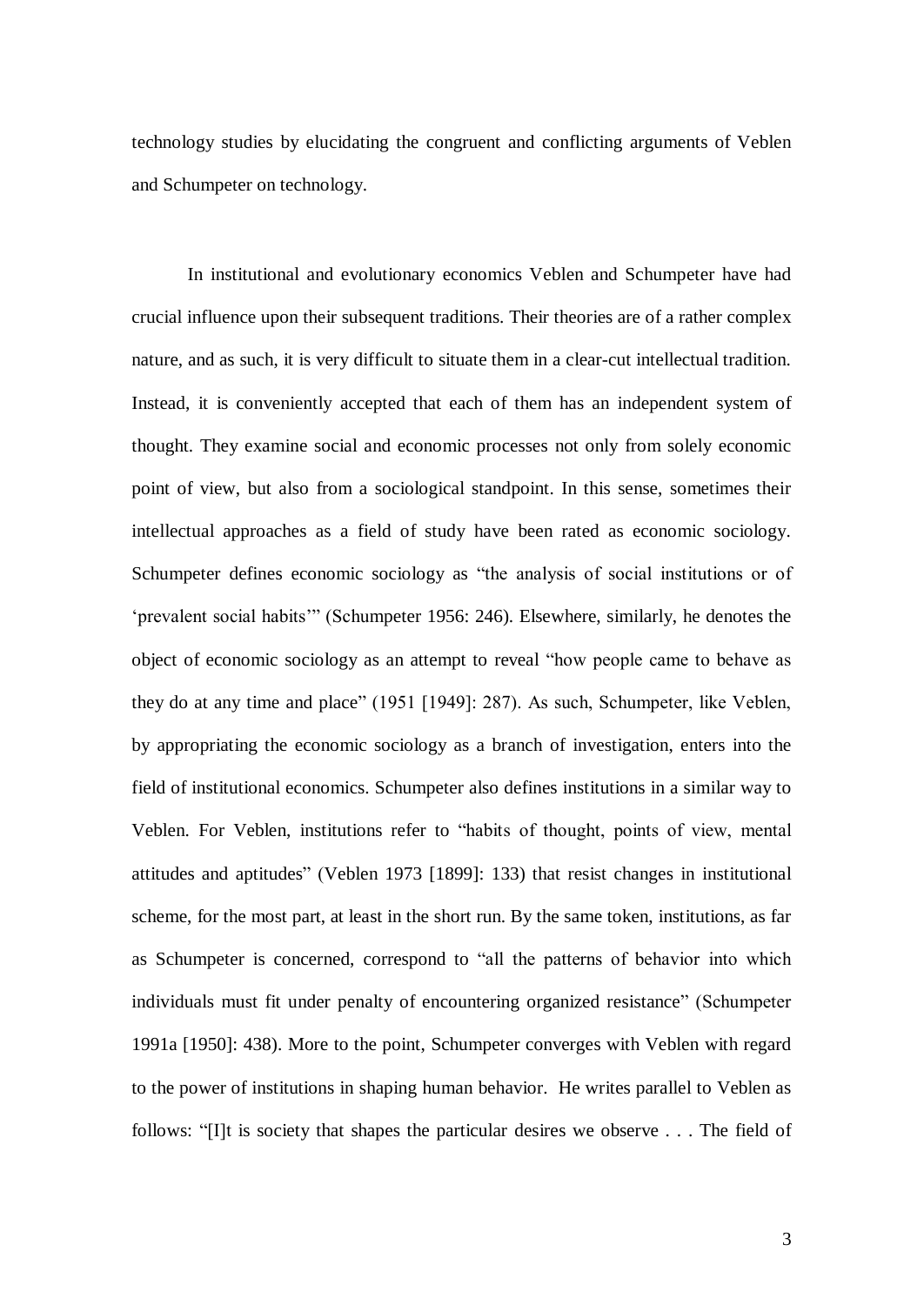technology studies by elucidating the congruent and conflicting arguments of Veblen and Schumpeter on technology.

In institutional and evolutionary economics Veblen and Schumpeter have had crucial influence upon their subsequent traditions. Their theories are of a rather complex nature, and as such, it is very difficult to situate them in a clear-cut intellectual tradition. Instead, it is conveniently accepted that each of them has an independent system of thought. They examine social and economic processes not only from solely economic point of view, but also from a sociological standpoint. In this sense, sometimes their intellectual approaches as a field of study have been rated as economic sociology. Schumpeter defines economic sociology as "the analysis of social institutions or of 'prevalent social habits'" (Schumpeter 1956: 246). Elsewhere, similarly, he denotes the object of economic sociology as an attempt to reveal "how people came to behave as they do at any time and place" (1951 [1949]: 287). As such, Schumpeter, like Veblen, by appropriating the economic sociology as a branch of investigation, enters into the field of institutional economics. Schumpeter also defines institutions in a similar way to Veblen. For Veblen, institutions refer to "habits of thought, points of view, mental attitudes and aptitudes" (Veblen 1973 [1899]: 133) that resist changes in institutional scheme, for the most part, at least in the short run. By the same token, institutions, as far as Schumpeter is concerned, correspond to "all the patterns of behavior into which individuals must fit under penalty of encountering organized resistance" (Schumpeter 1991a [1950]: 438). More to the point, Schumpeter converges with Veblen with regard to the power of institutions in shaping human behavior. He writes parallel to Veblen as follows: "[I]t is society that shapes the particular desires we observe . . . The field of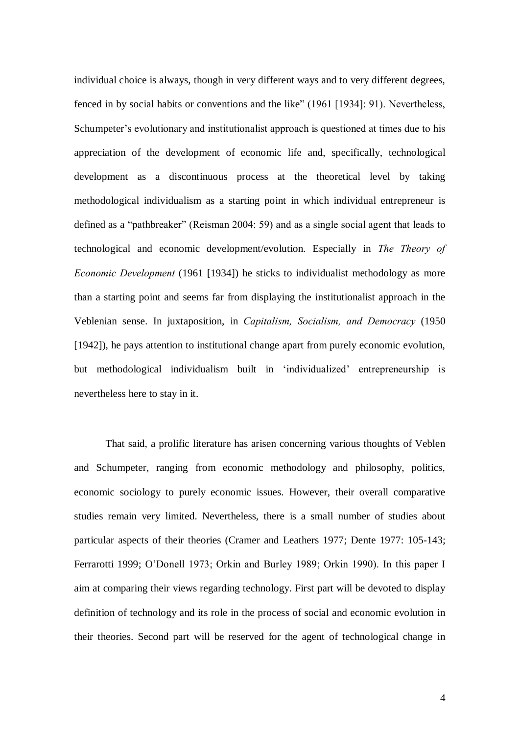individual choice is always, though in very different ways and to very different degrees, fenced in by social habits or conventions and the like" (1961 [1934]: 91). Nevertheless, Schumpeter's evolutionary and institutionalist approach is questioned at times due to his appreciation of the development of economic life and, specifically, technological development as a discontinuous process at the theoretical level by taking methodological individualism as a starting point in which individual entrepreneur is defined as a "pathbreaker" (Reisman 2004: 59) and as a single social agent that leads to technological and economic development/evolution. Especially in *The Theory of Economic Development* (1961 [1934]) he sticks to individualist methodology as more than a starting point and seems far from displaying the institutionalist approach in the Veblenian sense. In juxtaposition, in *Capitalism, Socialism, and Democracy* (1950 [1942]), he pays attention to institutional change apart from purely economic evolution, but methodological individualism built in 'individualized' entrepreneurship is nevertheless here to stay in it.

That said, a prolific literature has arisen concerning various thoughts of Veblen and Schumpeter, ranging from economic methodology and philosophy, politics, economic sociology to purely economic issues. However, their overall comparative studies remain very limited. Nevertheless, there is a small number of studies about particular aspects of their theories (Cramer and Leathers 1977; Dente 1977: 105-143; Ferrarotti 1999; O'Donell 1973; Orkin and Burley 1989; Orkin 1990). In this paper I aim at comparing their views regarding technology. First part will be devoted to display definition of technology and its role in the process of social and economic evolution in their theories. Second part will be reserved for the agent of technological change in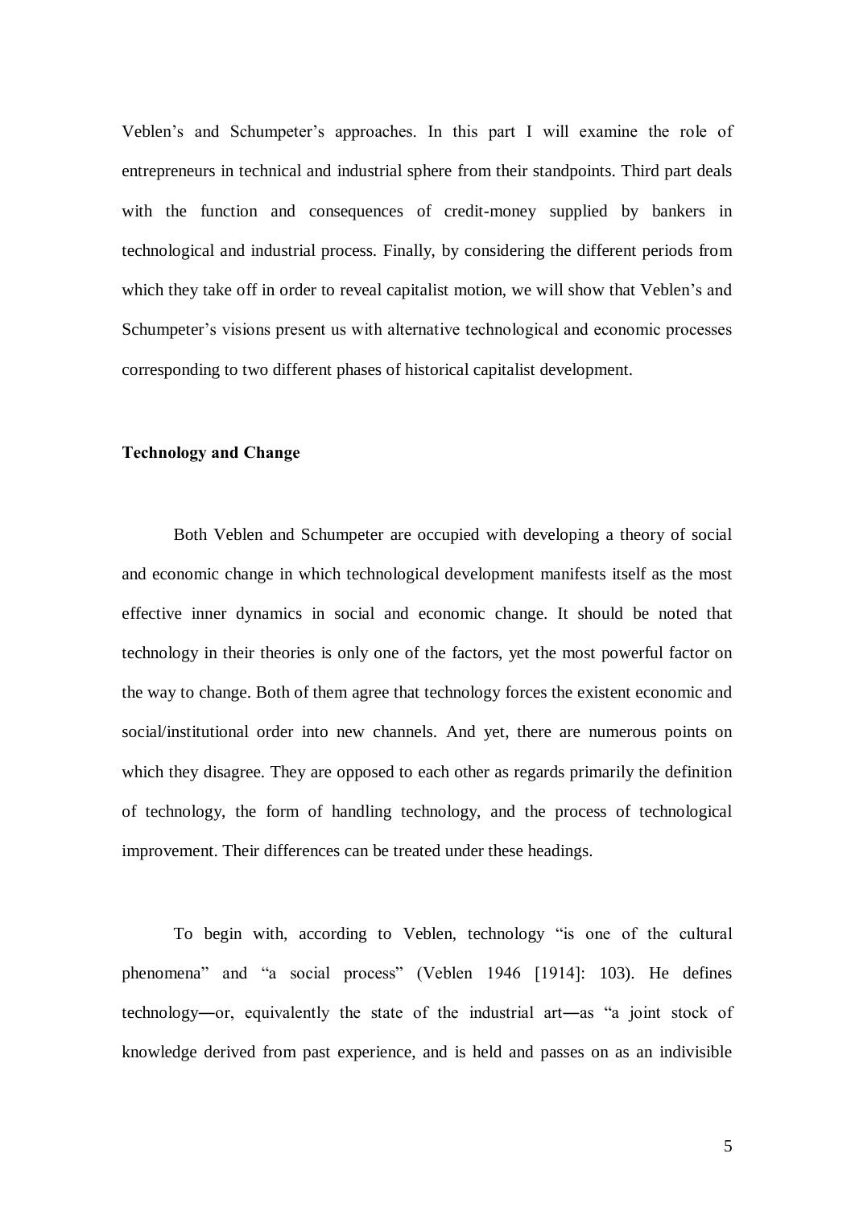Veblen's and Schumpeter's approaches. In this part I will examine the role of entrepreneurs in technical and industrial sphere from their standpoints. Third part deals with the function and consequences of credit-money supplied by bankers in technological and industrial process. Finally, by considering the different periods from which they take off in order to reveal capitalist motion, we will show that Veblen's and Schumpeter's visions present us with alternative technological and economic processes corresponding to two different phases of historical capitalist development.

## Technology and Change

Both Veblen and Schumpeter are occupied with developing a theory of social and economic change in which technological development manifests itself as the most effective inner dynamics in social and economic change. It should be noted that technology in their theories is only one of the factors, yet the most powerful factor on the way to change. Both of them agree that technology forces the existent economic and social/institutional order into new channels. And yet, there are numerous points on which they disagree. They are opposed to each other as regards primarily the definition of technology, the form of handling technology, and the process of technological improvement. Their differences can be treated under these headings.

To begin with, according to Veblen, technology "is one of the cultural phenomena" and "a social process" (Veblen 1946 [1914]: 103). He defines technology—or, equivalently the state of the industrial art—as "a joint stock of knowledge derived from past experience, and is held and passes on as an indivisible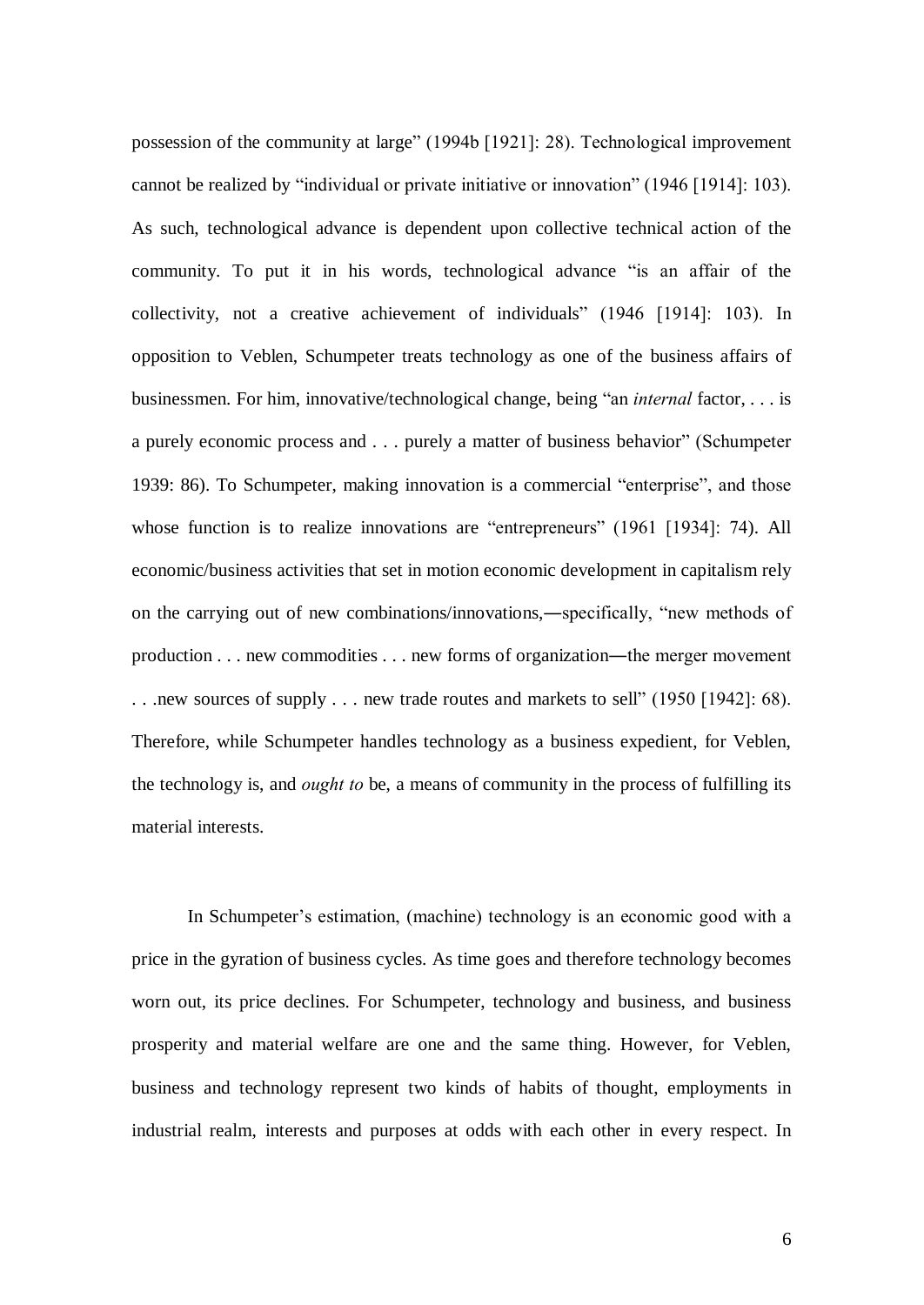possession of the community at large" (1994b [1921]: 28). Technological improvement cannot be realized by "individual or private initiative or innovation" (1946 [1914]: 103). As such, technological advance is dependent upon collective technical action of the community. To put it in his words, technological advance "is an affair of the collectivity, not a creative achievement of individuals" (1946 [1914]: 103). In opposition to Veblen, Schumpeter treats technology as one of the business affairs of businessmen. For him, innovative/technological change, being "an *internal* factor, . . . is a purely economic process and . . . purely a matter of business behavior" (Schumpeter 1939: 86). To Schumpeter, making innovation is a commercial "enterprise", and those whose function is to realize innovations are "entrepreneurs" (1961 [1934]: 74). All economic/business activities that set in motion economic development in capitalism rely on the carrying out of new combinations/innovations,—specifically, "new methods of production . . . new commodities . . . new forms of organization—the merger movement . . .new sources of supply . . . new trade routes and markets to sell" (1950 [1942]: 68). Therefore, while Schumpeter handles technology as a business expedient, for Veblen, the technology is, and *ought to* be, a means of community in the process of fulfilling its material interests.

In Schumpeter's estimation, (machine) technology is an economic good with a price in the gyration of business cycles. As time goes and therefore technology becomes worn out, its price declines. For Schumpeter, technology and business, and business prosperity and material welfare are one and the same thing. However, for Veblen, business and technology represent two kinds of habits of thought, employments in industrial realm, interests and purposes at odds with each other in every respect. In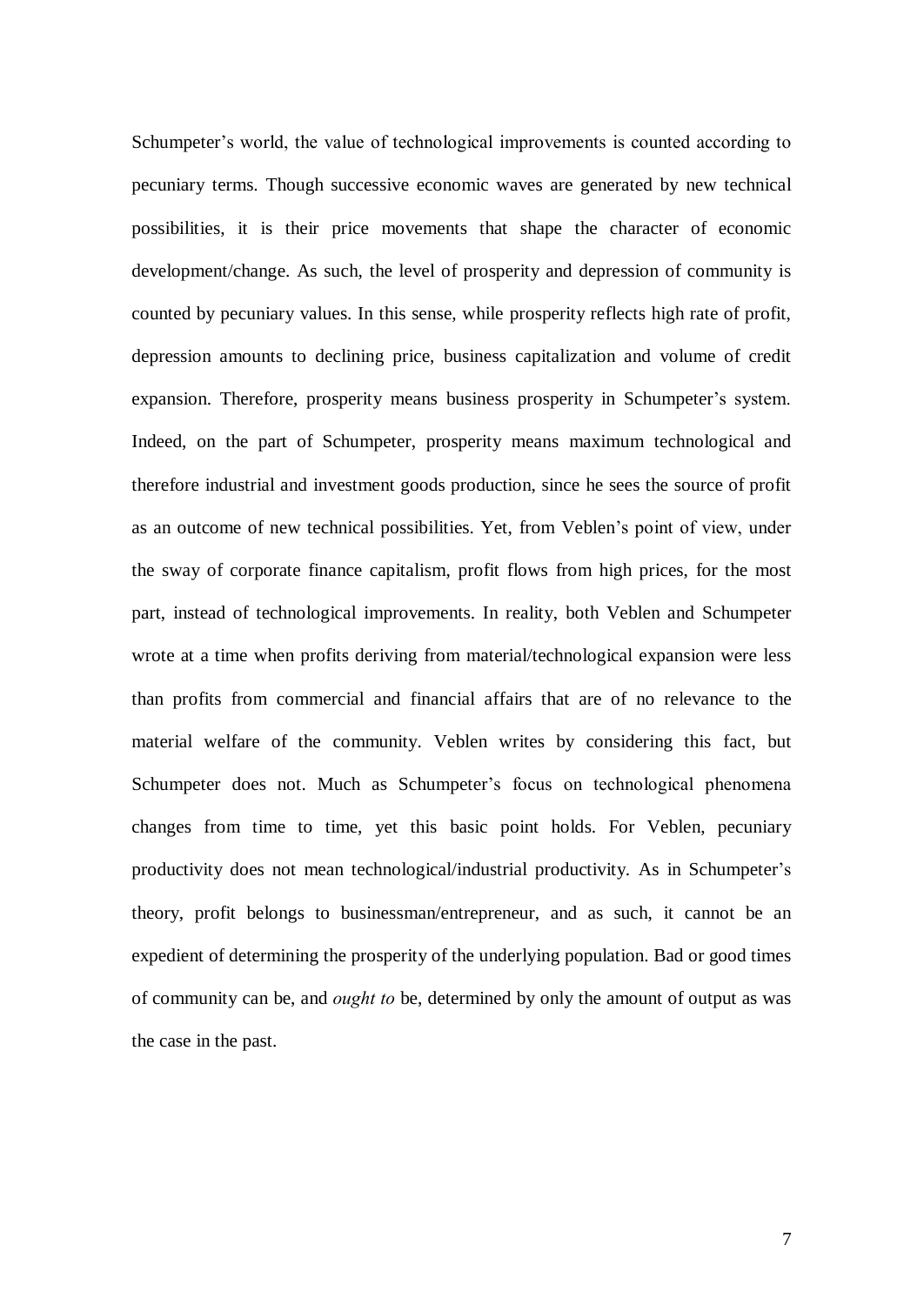Schumpeter's world, the value of technological improvements is counted according to pecuniary terms. Though successive economic waves are generated by new technical possibilities, it is their price movements that shape the character of economic development/change. As such, the level of prosperity and depression of community is counted by pecuniary values. In this sense, while prosperity reflects high rate of profit, depression amounts to declining price, business capitalization and volume of credit expansion. Therefore, prosperity means business prosperity in Schumpeter's system. Indeed, on the part of Schumpeter, prosperity means maximum technological and therefore industrial and investment goods production, since he sees the source of profit as an outcome of new technical possibilities. Yet, from Veblen's point of view, under the sway of corporate finance capitalism, profit flows from high prices, for the most part, instead of technological improvements. In reality, both Veblen and Schumpeter wrote at a time when profits deriving from material/technological expansion were less than profits from commercial and financial affairs that are of no relevance to the material welfare of the community. Veblen writes by considering this fact, but Schumpeter does not. Much as Schumpeter's focus on technological phenomena changes from time to time, yet this basic point holds. For Veblen, pecuniary productivity does not mean technological/industrial productivity. As in Schumpeter's theory, profit belongs to businessman/entrepreneur, and as such, it cannot be an expedient of determining the prosperity of the underlying population. Bad or good times of community can be, and *ought to* be, determined by only the amount of output as was the case in the past.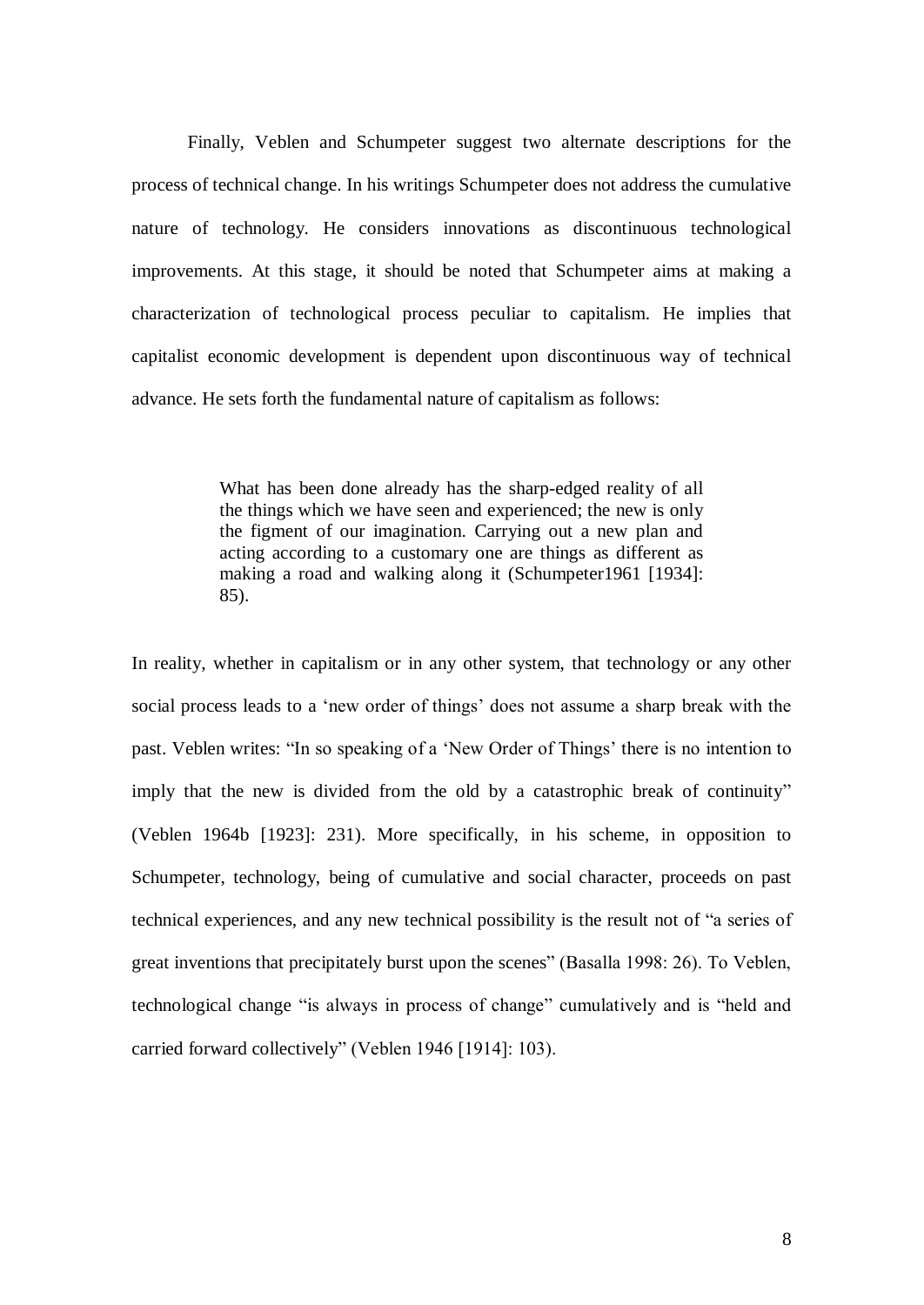Finally, Veblen and Schumpeter suggest two alternate descriptions for the process of technical change. In his writings Schumpeter does not address the cumulative nature of technology. He considers innovations as discontinuous technological improvements. At this stage, it should be noted that Schumpeter aims at making a characterization of technological process peculiar to capitalism. He implies that capitalist economic development is dependent upon discontinuous way of technical advance. He sets forth the fundamental nature of capitalism as follows:

> What has been done already has the sharp-edged reality of all the things which we have seen and experienced; the new is only the figment of our imagination. Carrying out a new plan and acting according to a customary one are things as different as making a road and walking along it (Schumpeter1961 [1934]: 85).

In reality, whether in capitalism or in any other system, that technology or any other social process leads to a 'new order of things' does not assume a sharp break with the past. Veblen writes: "In so speaking of a 'New Order of Things' there is no intention to imply that the new is divided from the old by a catastrophic break of continuity" (Veblen 1964b [1923]: 231). More specifically, in his scheme, in opposition to Schumpeter, technology, being of cumulative and social character, proceeds on past technical experiences, and any new technical possibility is the result not of "a series of great inventions that precipitately burst upon the scenes" (Basalla 1998: 26). To Veblen, technological change "is always in process of change" cumulatively and is "held and carried forward collectively" (Veblen 1946 [1914]: 103).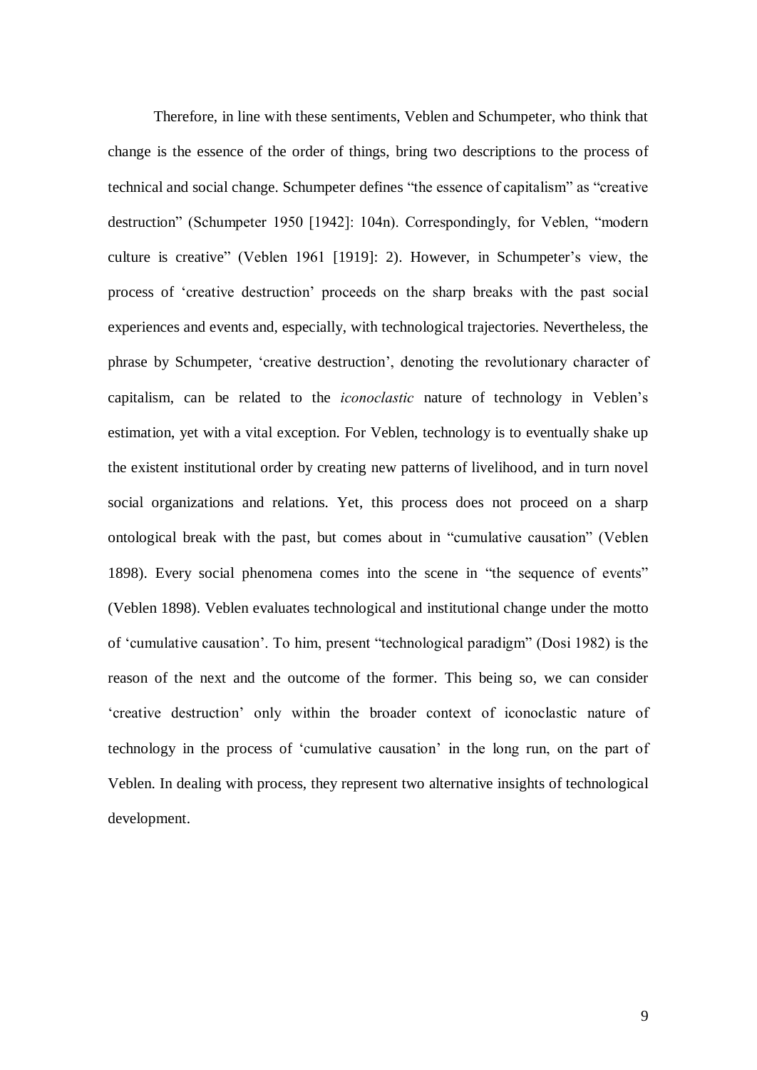Therefore, in line with these sentiments, Veblen and Schumpeter, who think that change is the essence of the order of things, bring two descriptions to the process of technical and social change. Schumpeter defines "the essence of capitalism" as "creative destruction" (Schumpeter 1950 [1942]: 104n). Correspondingly, for Veblen, "modern culture is creative" (Veblen 1961 [1919]: 2). However, in Schumpeter's view, the process of 'creative destruction' proceeds on the sharp breaks with the past social experiences and events and, especially, with technological trajectories. Nevertheless, the phrase by Schumpeter, 'creative destruction', denoting the revolutionary character of capitalism, can be related to the *iconoclastic* nature of technology in Veblen's estimation, yet with a vital exception. For Veblen, technology is to eventually shake up the existent institutional order by creating new patterns of livelihood, and in turn novel social organizations and relations. Yet, this process does not proceed on a sharp ontological break with the past, but comes about in "cumulative causation" (Veblen 1898). Every social phenomena comes into the scene in "the sequence of events" (Veblen 1898). Veblen evaluates technological and institutional change under the motto of 'cumulative causation'. To him, present "technological paradigm" (Dosi 1982) is the reason of the next and the outcome of the former. This being so, we can consider 'creative destruction' only within the broader context of iconoclastic nature of technology in the process of 'cumulative causation' in the long run, on the part of Veblen. In dealing with process, they represent two alternative insights of technological development.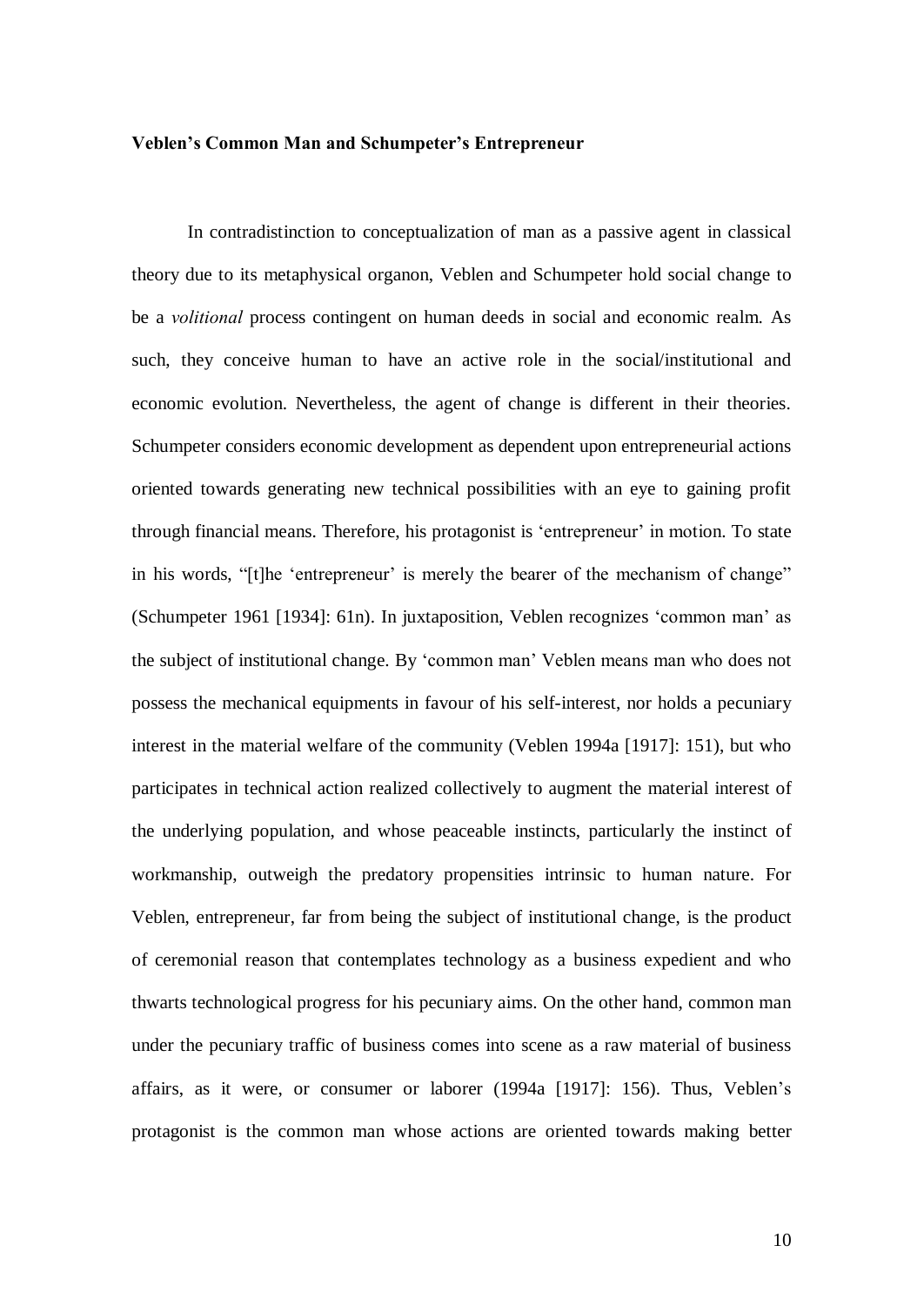**Veblen's Common Man and Schumpeter's Entrepreneur**

In contradistinction to conceptualization of man as a passive agent in classical theory due to its metaphysical organon, Veblen and Schumpeter hold social change to be a *volitional* process contingent on human deeds in social and economic realm. As such, they conceive human to have an active role in the social/institutional and economic evolution. Nevertheless, the agent of change is different in their theories. Schumpeter considers economic development as dependent upon entrepreneurial actions oriented towards generating new technical possibilities with an eye to gaining profit through financial means. Therefore, his protagonist is 'entrepreneur' in motion. To state in his words, "[t]he 'entrepreneur' is merely the bearer of the mechanism of change" (Schumpeter 1961 [1934]: 61n). In juxtaposition, Veblen recognizes 'common man' as the subject of institutional change. By 'common man' Veblen means man who does not possess the mechanical equipments in favour of his self-interest, nor holds a pecuniary interest in the material welfare of the community (Veblen 1994a [1917]: 151), but who participates in technical action realized collectively to augment the material interest of the underlying population, and whose peaceable instincts, particularly the instinct of workmanship, outweigh the predatory propensities intrinsic to human nature. For Veblen, entrepreneur, far from being the subject of institutional change, is the product of ceremonial reason that contemplates technology as a business expedient and who thwarts technological progress for his pecuniary aims. On the other hand, common man under the pecuniary traffic of business comes into scene as a raw material of business affairs, as it were, or consumer or laborer (1994a [1917]: 156). Thus, Veblen's protagonist is the common man whose actions are oriented towards making better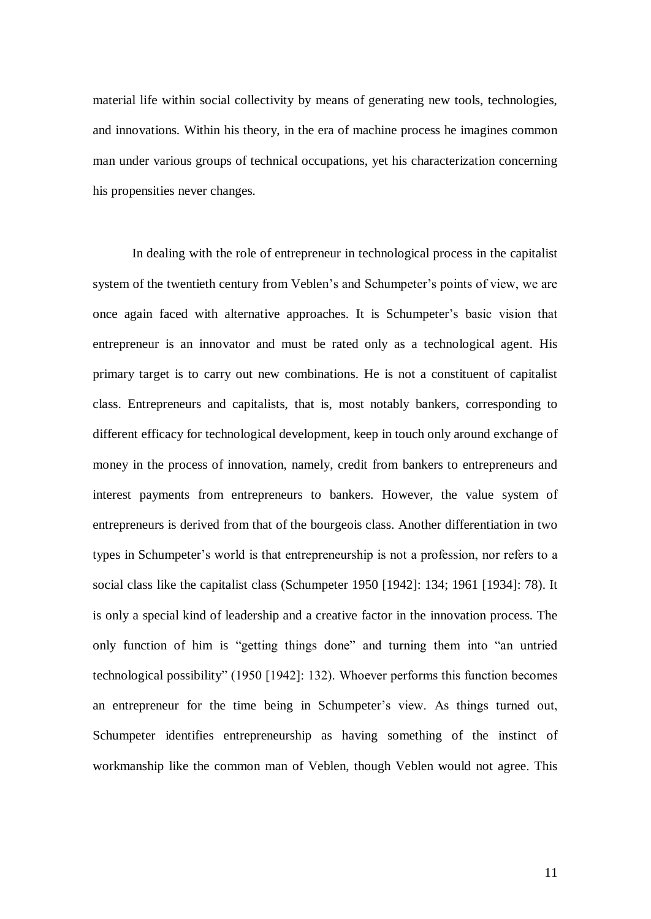material life within social collectivity by means of generating new tools, technologies, and innovations. Within his theory, in the era of machine process he imagines common man under various groups of technical occupations, yet his characterization concerning his propensities never changes.

In dealing with the role of entrepreneur in technological process in the capitalist system of the twentieth century from Veblen's and Schumpeter's points of view, we are once again faced with alternative approaches. It is Schumpeter's basic vision that entrepreneur is an innovator and must be rated only as a technological agent. His primary target is to carry out new combinations. He is not a constituent of capitalist class. Entrepreneurs and capitalists, that is, most notably bankers, corresponding to different efficacy for technological development, keep in touch only around exchange of money in the process of innovation, namely, credit from bankers to entrepreneurs and interest payments from entrepreneurs to bankers. However, the value system of entrepreneurs is derived from that of the bourgeois class. Another differentiation in two types in Schumpeter's world is that entrepreneurship is not a profession, nor refers to a social class like the capitalist class (Schumpeter 1950 [1942]: 134; 1961 [1934]: 78). It is only a special kind of leadership and a creative factor in the innovation process. The only function of him is "getting things done" and turning them into "an untried technological possibility" (1950 [1942]: 132). Whoever performs this function becomes an entrepreneur for the time being in Schumpeter's view. As things turned out, Schumpeter identifies entrepreneurship as having something of the instinct of workmanship like the common man of Veblen, though Veblen would not agree. This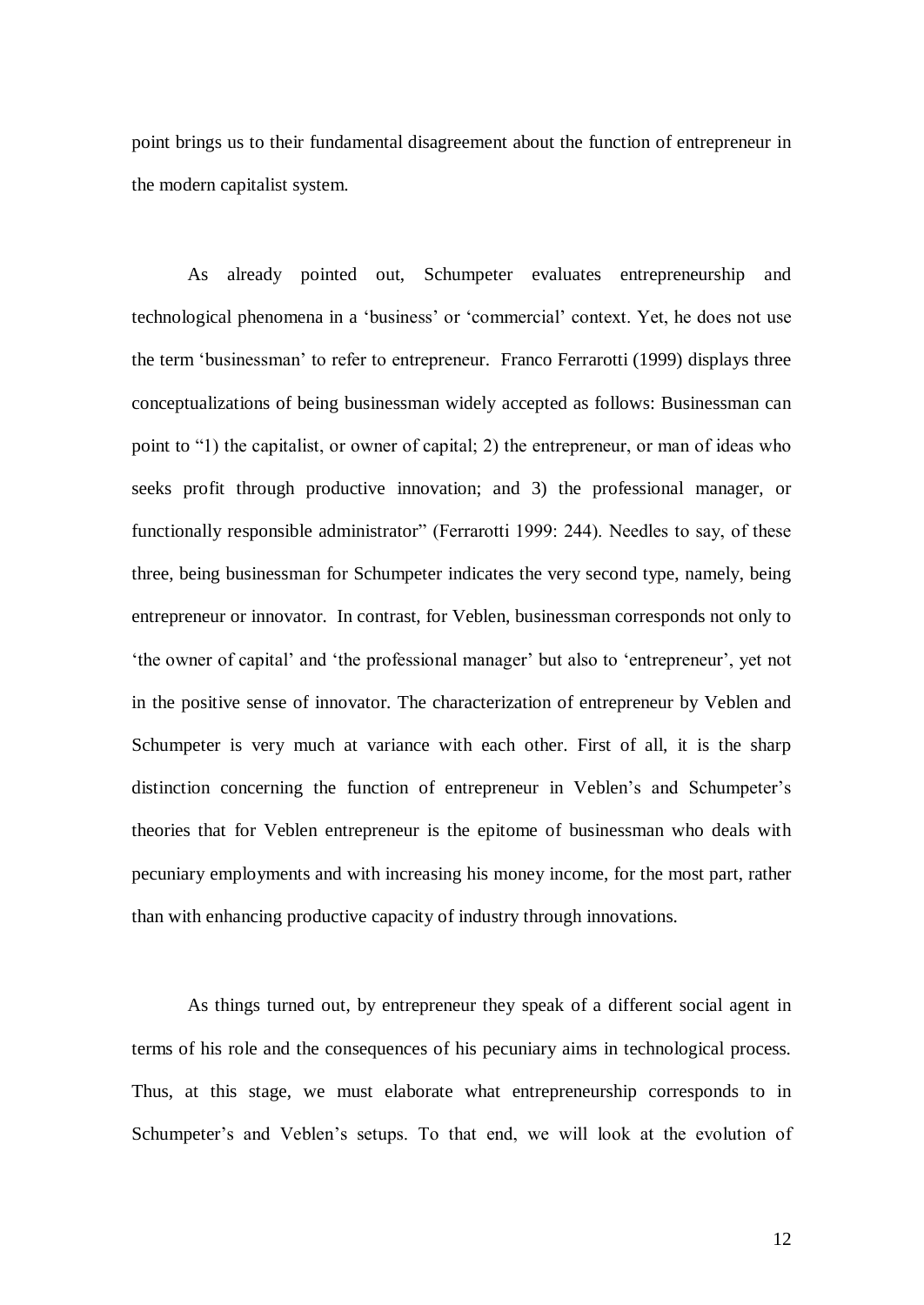point brings us to their fundamental disagreement about the function of entrepreneur in the modern capitalist system.

As already pointed out, Schumpeter evaluates entrepreneurship and technological phenomena in a 'business' or 'commercial' context. Yet, he does not use the term 'businessman' to refer to entrepreneur. Franco Ferrarotti (1999) displays three conceptualizations of being businessman widely accepted as follows: Businessman can point to "1) the capitalist, or owner of capital; 2) the entrepreneur, or man of ideas who seeks profit through productive innovation; and 3) the professional manager, or functionally responsible administrator" (Ferrarotti 1999: 244). Needles to say, of these three, being businessman for Schumpeter indicates the very second type, namely, being entrepreneur or innovator. In contrast, for Veblen, businessman corresponds not only to 'the owner of capital' and 'the professional manager' but also to 'entrepreneur', yet not in the positive sense of innovator. The characterization of entrepreneur by Veblen and Schumpeter is very much at variance with each other. First of all, it is the sharp distinction concerning the function of entrepreneur in Veblen's and Schumpeter's theories that for Veblen entrepreneur is the epitome of businessman who deals with pecuniary employments and with increasing his money income, for the most part, rather than with enhancing productive capacity of industry through innovations.

As things turned out, by entrepreneur they speak of a different social agent in terms of his role and the consequences of his pecuniary aims in technological process. Thus, at this stage, we must elaborate what entrepreneurship corresponds to in Schumpeter's and Veblen's setups. To that end, we will look at the evolution of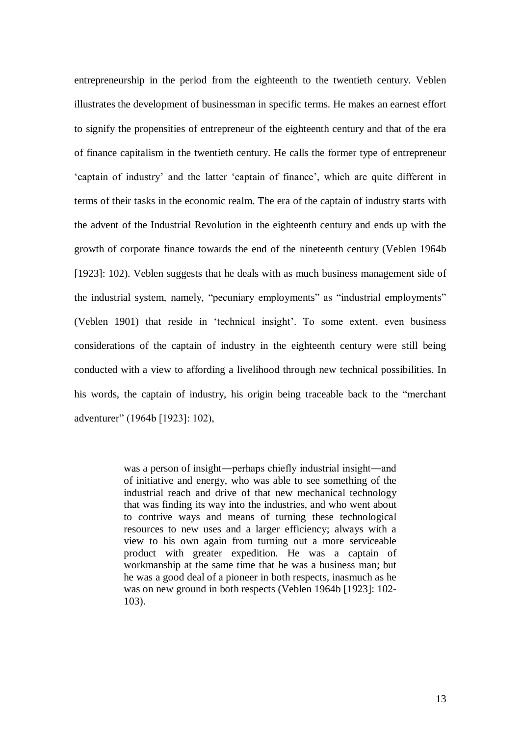entrepreneurship in the period from the eighteenth to the twentieth century. Veblen illustrates the development of businessman in specific terms. He makes an earnest effort to signify the propensities of entrepreneur of the eighteenth century and that of the era of finance capitalism in the twentieth century. He calls the former type of entrepreneur 'captain of industry' and the latter 'captain of finance', which are quite different in terms of their tasks in the economic realm. The era of the captain of industry starts with the advent of the Industrial Revolution in the eighteenth century and ends up with the growth of corporate finance towards the end of the nineteenth century (Veblen 1964b [1923]: 102). Veblen suggests that he deals with as much business management side of the industrial system, namely, "pecuniary employments" as "industrial employments" (Veblen 1901) that reside in 'technical insight'. To some extent, even business considerations of the captain of industry in the eighteenth century were still being conducted with a view to affording a livelihood through new technical possibilities. In his words, the captain of industry, his origin being traceable back to the "merchant adventurer" (1964b [1923]: 102),

> was a person of insight—perhaps chiefly industrial insight—and of initiative and energy, who was able to see something of the industrial reach and drive of that new mechanical technology that was finding its way into the industries, and who went about to contrive ways and means of turning these technological resources to new uses and a larger efficiency; always with a view to his own again from turning out a more serviceable product with greater expedition. He was a captain of workmanship at the same time that he was a business man; but he was a good deal of a pioneer in both respects, inasmuch as he was on new ground in both respects (Veblen 1964b [1923]: 102-103).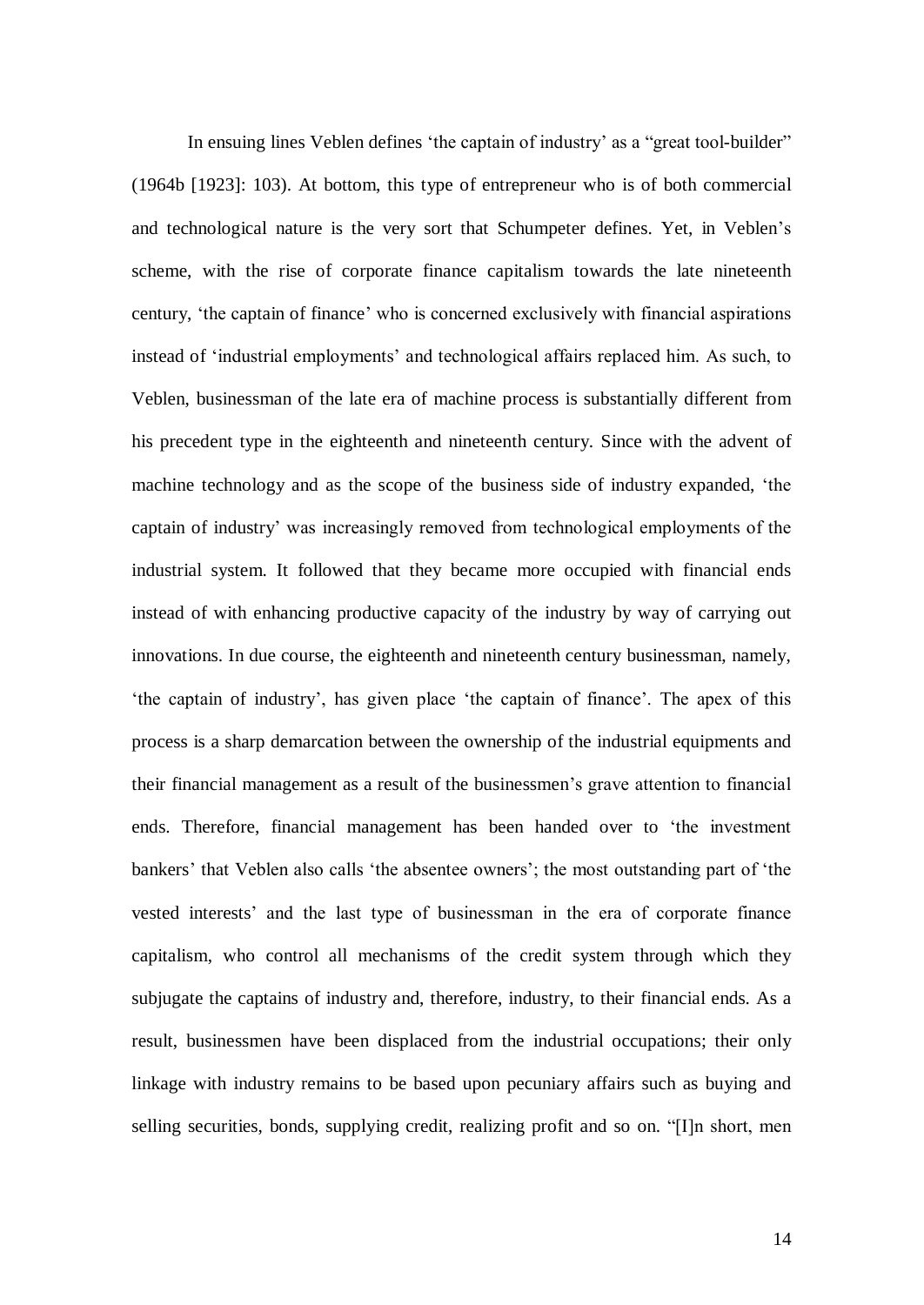In ensuing lines Veblen defines 'the captain of industry' as a "great tool-builder" (1964b [1923]: 103). At bottom, this type of entrepreneur who is of both commercial and technological nature is the very sort that Schumpeter defines. Yet, in Veblen's scheme, with the rise of corporate finance capitalism towards the late nineteenth century, 'the captain of finance' who is concerned exclusively with financial aspirations instead of 'industrial employments' and technological affairs replaced him. As such, to Veblen, businessman of the late era of machine process is substantially different from his precedent type in the eighteenth and nineteenth century. Since with the advent of machine technology and as the scope of the business side of industry expanded, 'the captain of industry' was increasingly removed from technological employments of the industrial system. It followed that they became more occupied with financial ends instead of with enhancing productive capacity of the industry by way of carrying out innovations. In due course, the eighteenth and nineteenth century businessman, namely, 'the captain of industry', has given place 'the captain of finance'. The apex of this process is a sharp demarcation between the ownership of the industrial equipments and their financial management as a result of the businessmen's grave attention to financial ends. Therefore, financial management has been handed over to 'the investment bankers' that Veblen also calls 'the absentee owners'; the most outstanding part of 'the vested interests' and the last type of businessman in the era of corporate finance capitalism, who control all mechanisms of the credit system through which they subjugate the captains of industry and, therefore, industry, to their financial ends. As a result, businessmen have been displaced from the industrial occupations; their only linkage with industry remains to be based upon pecuniary affairs such as buying and selling securities, bonds, supplying credit, realizing profit and so on. "[I]n short, men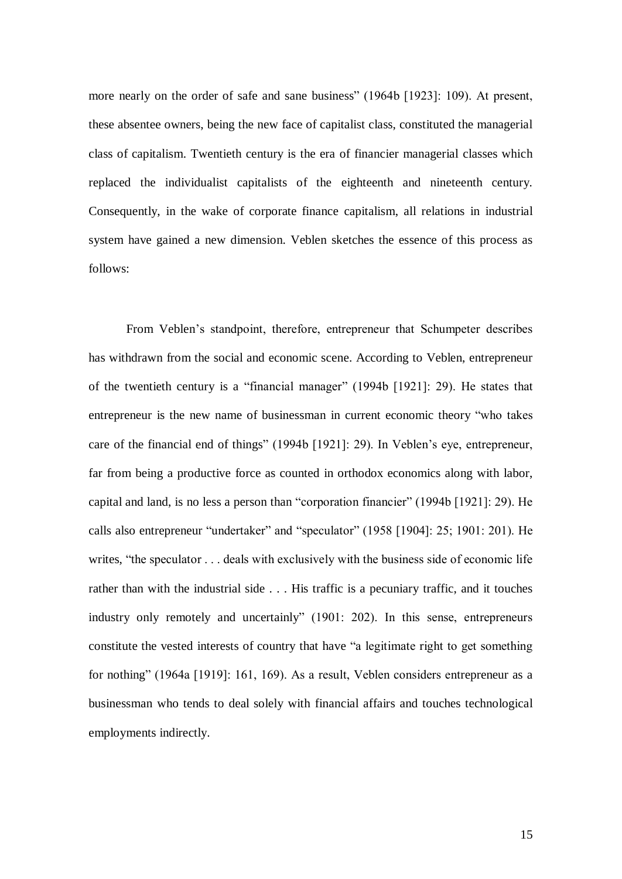more nearly on the order of safe and sane business" (1964b [1923]: 109). At present, these absentee owners, being the new face of capitalist class, constituted the managerial class of capitalism. Twentieth century is the era of financier managerial classes which replaced the individualist capitalists of the eighteenth and nineteenth century. Consequently, in the wake of corporate finance capitalism, all relations in industrial system have gained a new dimension. Veblen sketches the essence of this process as follows:

From Veblen's standpoint, therefore, entrepreneur that Schumpeter describes has withdrawn from the social and economic scene. According to Veblen, entrepreneur of the twentieth century is a "financial manager" (1994b [1921]: 29). He states that entrepreneur is the new name of businessman in current economic theory "who takes care of the financial end of things" (1994b [1921]: 29). In Veblen's eye, entrepreneur, far from being a productive force as counted in orthodox economics along with labor, capital and land, is no less a person than "corporation financier" (1994b [1921]: 29). He calls also entrepreneur "undertaker" and "speculator" (1958 [1904]: 25; 1901: 201). He writes, "the speculator . . . deals with exclusively with the business side of economic life rather than with the industrial side . . . His traffic is a pecuniary traffic, and it touches industry only remotely and uncertainly" (1901: 202). In this sense, entrepreneurs constitute the vested interests of country that have "a legitimate right to get something for nothing" (1964a [1919]: 161, 169). As a result, Veblen considers entrepreneur as a businessman who tends to deal solely with financial affairs and touches technological employments indirectly.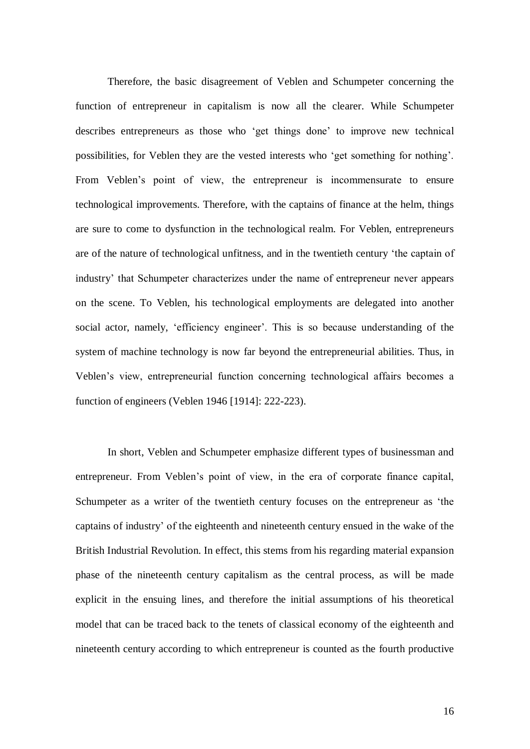Therefore, the basic disagreement of Veblen and Schumpeter concerning the function of entrepreneur in capitalism is now all the clearer. While Schumpeter describes entrepreneurs as those who 'get things done' to improve new technical possibilities, for Veblen they are the vested interests who 'get something for nothing'. From Veblen's point of view, the entrepreneur is incommensurate to ensure technological improvements. Therefore, with the captains of finance at the helm, things are sure to come to dysfunction in the technological realm. For Veblen, entrepreneurs are of the nature of technological unfitness, and in the twentieth century 'the captain of industry' that Schumpeter characterizes under the name of entrepreneur never appears on the scene. To Veblen, his technological employments are delegated into another social actor, namely, 'efficiency engineer'. This is so because understanding of the system of machine technology is now far beyond the entrepreneurial abilities. Thus, in Veblen's view, entrepreneurial function concerning technological affairs becomes a function of engineers (Veblen 1946 [1914]: 222-223).

In short, Veblen and Schumpeter emphasize different types of businessman and entrepreneur. From Veblen's point of view, in the era of corporate finance capital, Schumpeter as a writer of the twentieth century focuses on the entrepreneur as 'the captains of industry' of the eighteenth and nineteenth century ensued in the wake of the British Industrial Revolution. In effect, this stems from his regarding material expansion phase of the nineteenth century capitalism as the central process, as will be made explicit in the ensuing lines, and therefore the initial assumptions of his theoretical model that can be traced back to the tenets of classical economy of the eighteenth and nineteenth century according to which entrepreneur is counted as the fourth productive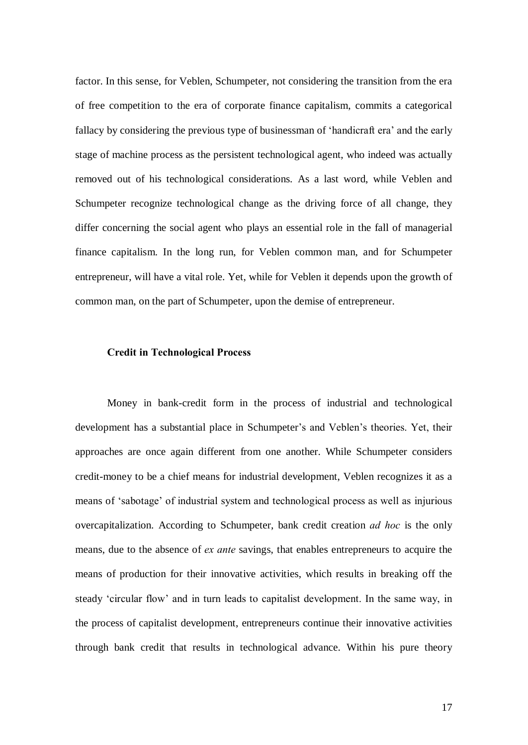factor. In this sense, for Veblen, Schumpeter, not considering the transition from the era of free competition to the era of corporate finance capitalism, commits a categorical fallacy by considering the previous type of businessman of 'handicraft era' and the early stage of machine process as the persistent technological agent, who indeed was actually removed out of his technological considerations. As a last word, while Veblen and Schumpeter recognize technological change as the driving force of all change, they differ concerning the social agent who plays an essential role in the fall of managerial finance capitalism. In the long run, for Veblen common man, and for Schumpeter entrepreneur, will have a vital role. Yet, while for Veblen it depends upon the growth of common man, on the part of Schumpeter, upon the demise of entrepreneur.

### Credit in Technological Process

Money in bank-credit form in the process of industrial and technological development has a substantial place in Schumpeter's and Veblen's theories. Yet, their approaches are once again different from one another. While Schumpeter considers credit-money to be a chief means for industrial development, Veblen recognizes it as a means of 'sabotage' of industrial system and technological process as well as injurious overcapitalization. According to Schumpeter, bank credit creation *ad hoc* is the only means, due to the absence of *ex ante* savings, that enables entrepreneurs to acquire the means of production for their innovative activities, which results in breaking off the steady 'circular flow' and in turn leads to capitalist development. In the same way, in the process of capitalist development, entrepreneurs continue their innovative activities through bank credit that results in technological advance. Within his pure theory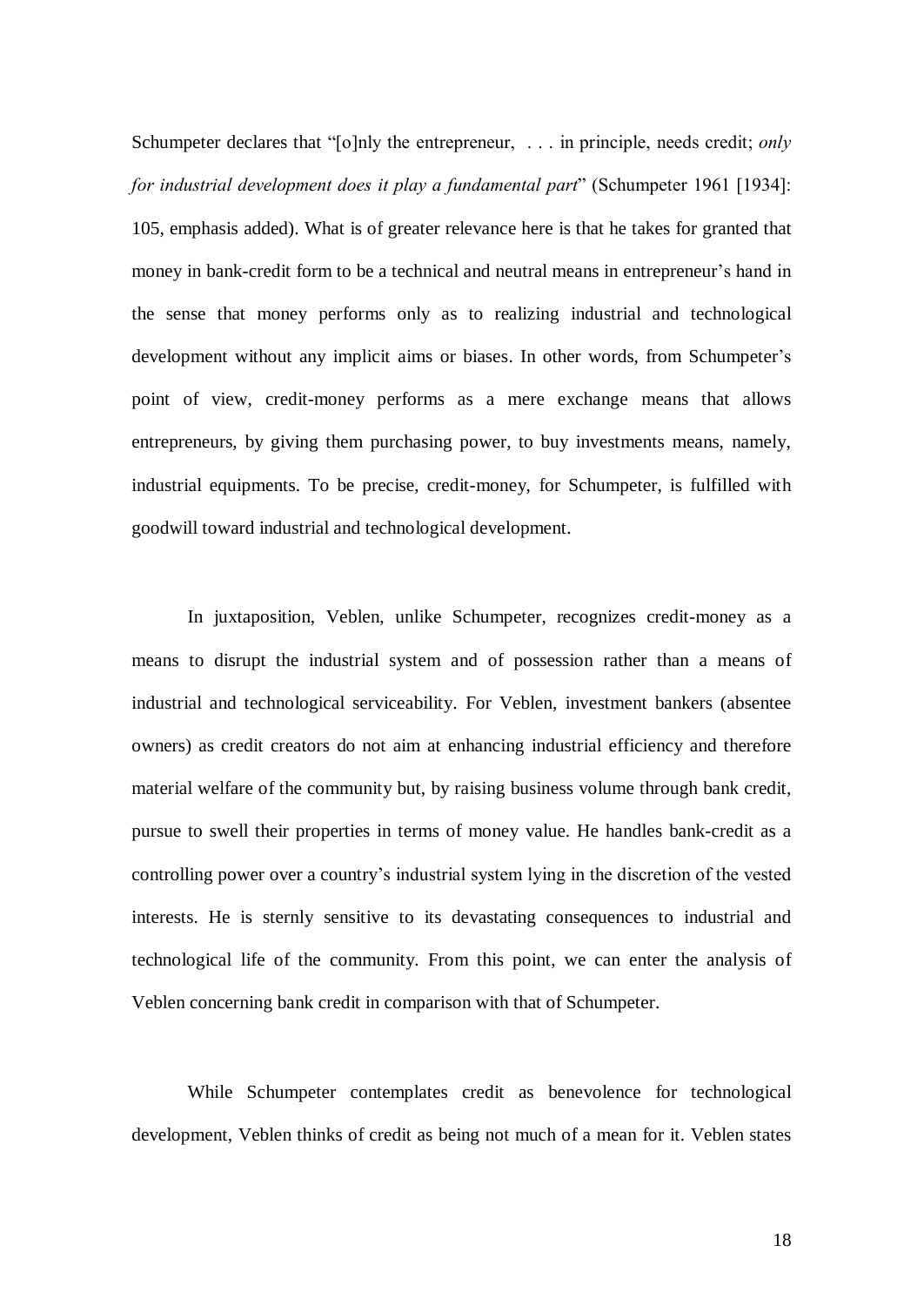Schumpeter declares that "[o]nly the entrepreneur, . . . in principle, needs credit; *only for industrial development does it play a fundamental part*" (Schumpeter 1961 [1934]: 105, emphasis added). What is of greater relevance here is that he takes for granted that money in bank-credit form to be a technical and neutral means in entrepreneur's hand in the sense that money performs only as to realizing industrial and technological development without any implicit aims or biases. In other words, from Schumpeter's point of view, credit-money performs as a mere exchange means that allows entrepreneurs, by giving them purchasing power, to buy investments means, namely, industrial equipments. To be precise, credit-money, for Schumpeter, is fulfilled with goodwill toward industrial and technological development.

In juxtaposition, Veblen, unlike Schumpeter, recognizes credit-money as a means to disrupt the industrial system and of possession rather than a means of industrial and technological serviceability. For Veblen, investment bankers (absentee owners) as credit creators do not aim at enhancing industrial efficiency and therefore material welfare of the community but, by raising business volume through bank credit, pursue to swell their properties in terms of money value. He handles bank-credit as a controlling power over a country's industrial system lying in the discretion of the vested interests. He is sternly sensitive to its devastating consequences to industrial and technological life of the community. From this point, we can enter the analysis of Veblen concerning bank credit in comparison with that of Schumpeter.

While Schumpeter contemplates credit as benevolence for technological development, Veblen thinks of credit as being not much of a mean for it. Veblen states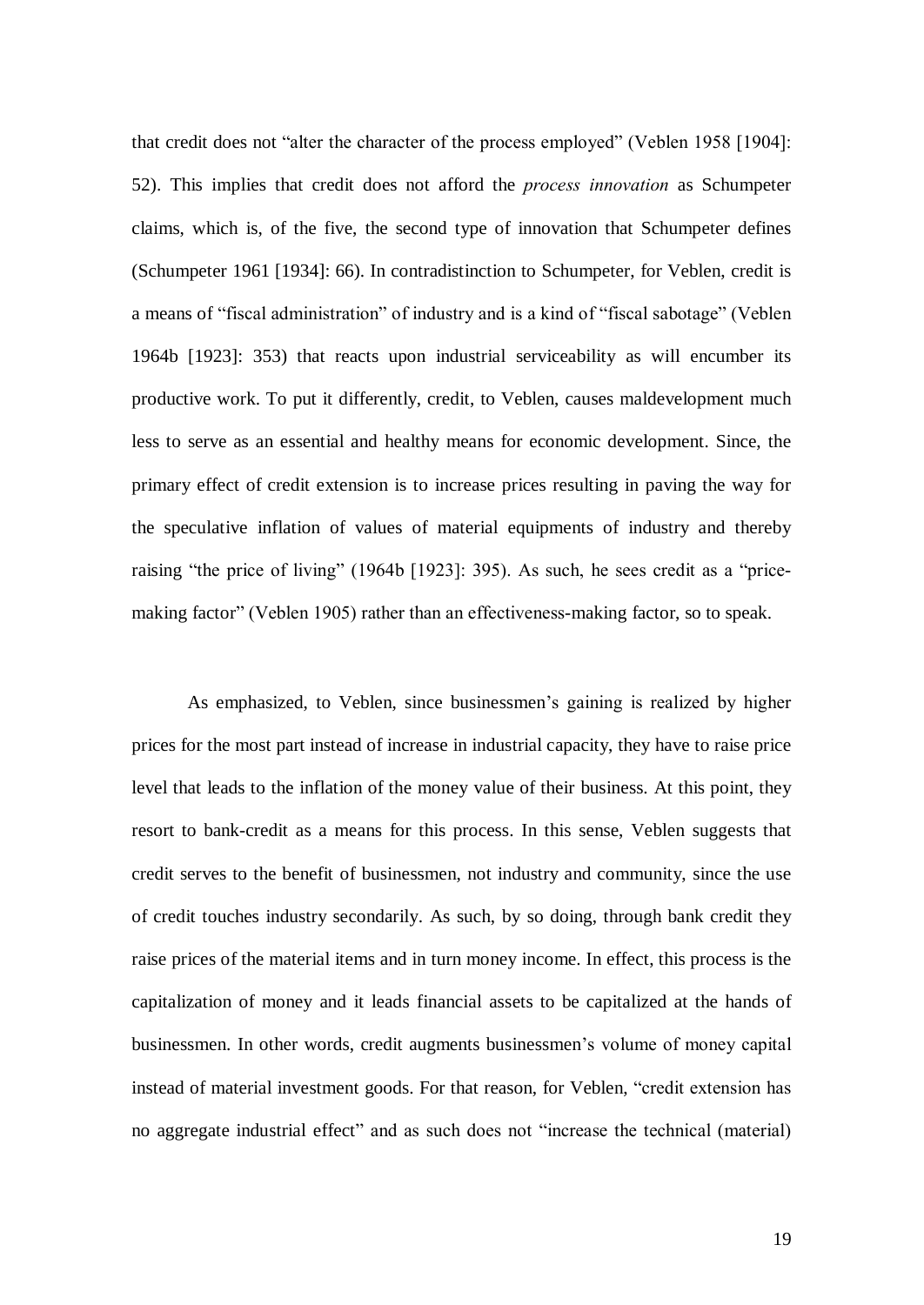that credit does not "alter the character of the process employed" (Veblen 1958 [1904]: 52). This implies that credit does not afford the *process innovation* as Schumpeter claims, which is, of the five, the second type of innovation that Schumpeter defines (Schumpeter 1961 [1934]: 66). In contradistinction to Schumpeter, for Veblen, credit is a means of "fiscal administration" of industry and is a kind of "fiscal sabotage" (Veblen 1964b [1923]: 353) that reacts upon industrial serviceability as will encumber its productive work. To put it differently, credit, to Veblen, causes maldevelopment much less to serve as an essential and healthy means for economic development. Since, the primary effect of credit extension is to increase prices resulting in paving the way for the speculative inflation of values of material equipments of industry and thereby raising "the price of living" (1964b [1923]: 395). As such, he sees credit as a "price-making factor" (Veblen 1905) rather than an effectiveness-making factor, so to speak.

As emphasized, to Veblen, since businessmen's gaining is realized by higher prices for the most part instead of increase in industrial capacity, they have to raise price level that leads to the inflation of the money value of their business. At this point, they resort to bank-credit as a means for this process. In this sense, Veblen suggests that credit serves to the benefit of businessmen, not industry and community, since the use of credit touches industry secondarily. As such, by so doing, through bank credit they raise prices of the material items and in turn money income. In effect, this process is the capitalization of money and it leads financial assets to be capitalized at the hands of businessmen. In other words, credit augments businessmen's volume of money capital instead of material investment goods. For that reason, for Veblen, "credit extension has no aggregate industrial effect" and as such does not "increase the technical (material)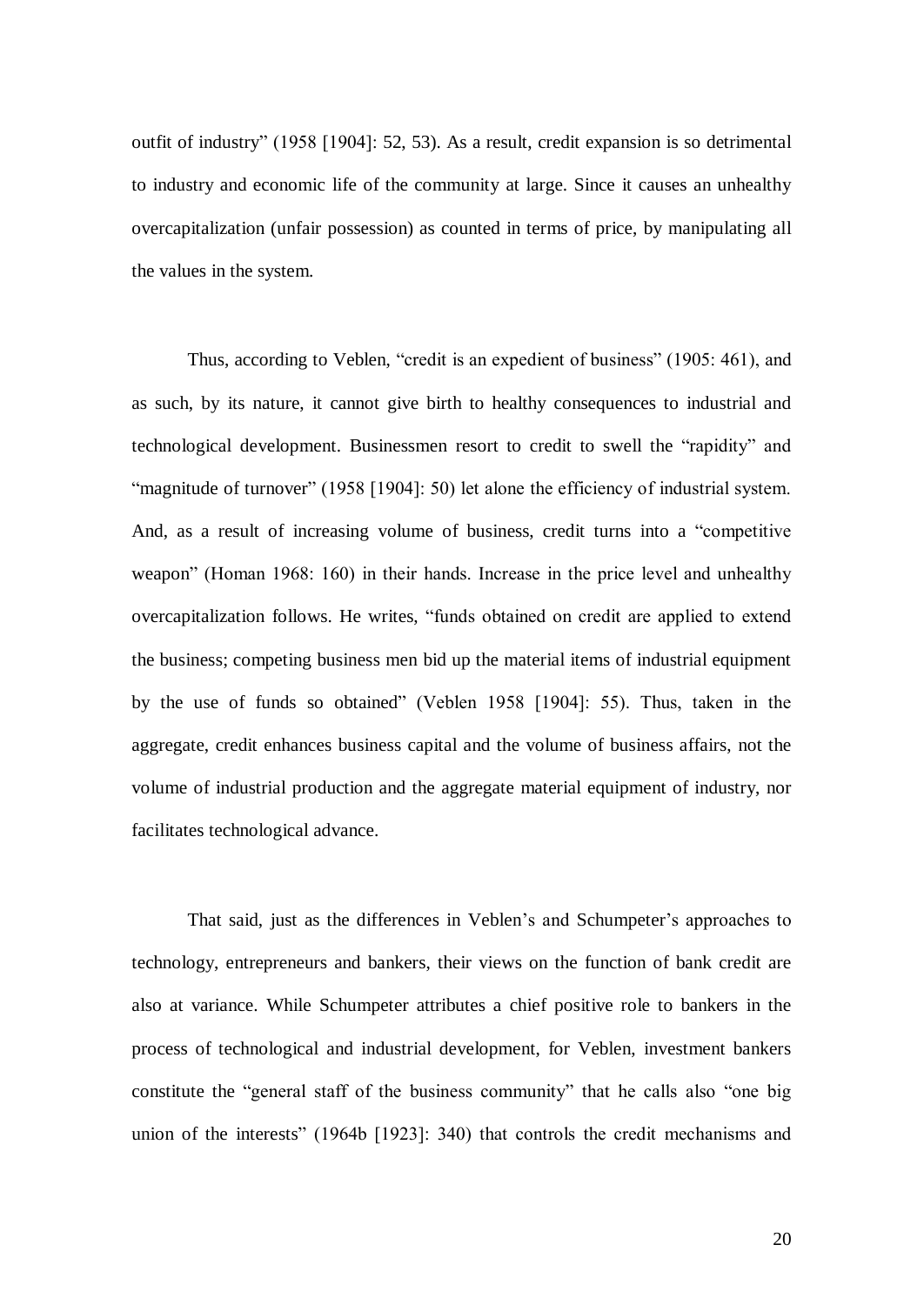outfit of industry" (1958 [1904]: 52, 53). As a result, credit expansion is so detrimental to industry and economic life of the community at large. Since it causes an unhealthy overcapitalization (unfair possession) as counted in terms of price, by manipulating all the values in the system.

Thus, according to Veblen, "credit is an expedient of business" (1905: 461), and as such, by its nature, it cannot give birth to healthy consequences to industrial and technological development. Businessmen resort to credit to swell the "rapidity" and "magnitude of turnover" (1958 [1904]: 50) let alone the efficiency of industrial system. And, as a result of increasing volume of business, credit turns into a "competitive weapon" (Homan 1968: 160) in their hands. Increase in the price level and unhealthy overcapitalization follows. He writes, "funds obtained on credit are applied to extend the business; competing business men bid up the material items of industrial equipment by the use of funds so obtained" (Veblen 1958 [1904]: 55). Thus, taken in the aggregate, credit enhances business capital and the volume of business affairs, not the volume of industrial production and the aggregate material equipment of industry, nor facilitates technological advance.

That said, just as the differences in Veblen's and Schumpeter's approaches to technology, entrepreneurs and bankers, their views on the function of bank credit are also at variance. While Schumpeter attributes a chief positive role to bankers in the process of technological and industrial development, for Veblen, investment bankers constitute the "general staff of the business community" that he calls also "one big union of the interests" (1964b [1923]: 340) that controls the credit mechanisms and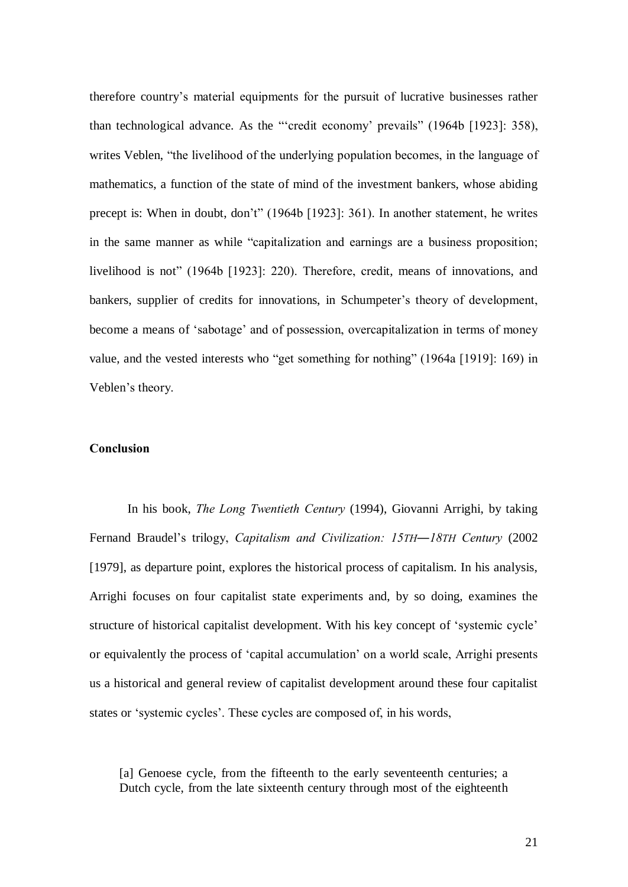therefore country's material equipments for the pursuit of lucrative businesses rather than technological advance. As the "'credit economy' prevails" (1964b [1923]: 358), writes Veblen, "the livelihood of the underlying population becomes, in the language of mathematics, a function of the state of mind of the investment bankers, whose abiding precept is: When in doubt, don't" (1964b [1923]: 361). In another statement, he writes in the same manner as while "capitalization and earnings are a business proposition; livelihood is not" (1964b [1923]: 220). Therefore, credit, means of innovations, and bankers, supplier of credits for innovations, in Schumpeter's theory of development, become a means of 'sabotage' and of possession, overcapitalization in terms of money value, and the vested interests who "get something for nothing" (1964a [1919]: 169) in Veblen's theory.

## Conclusion

In his book, *The Long Twentieth Century* (1994), Giovanni Arrighi, by taking Fernand Braudel's trilogy, *Capitalism and Civilization: 15TH—18TH Century* (2002 [1979], as departure point, explores the historical process of capitalism. In his analysis, Arrighi focuses on four capitalist state experiments and, by so doing, examines the structure of historical capitalist development. With his key concept of 'systemic cycle' or equivalently the process of 'capital accumulation' on a world scale, Arrighi presents us a historical and general review of capitalist development around these four capitalist states or 'systemic cycles'. These cycles are composed of, in his words,

> [a] Genoese cycle, from the fifteenth to the early seventeenth centuries; a Dutch cycle, from the late sixteenth century through most of the eighteenth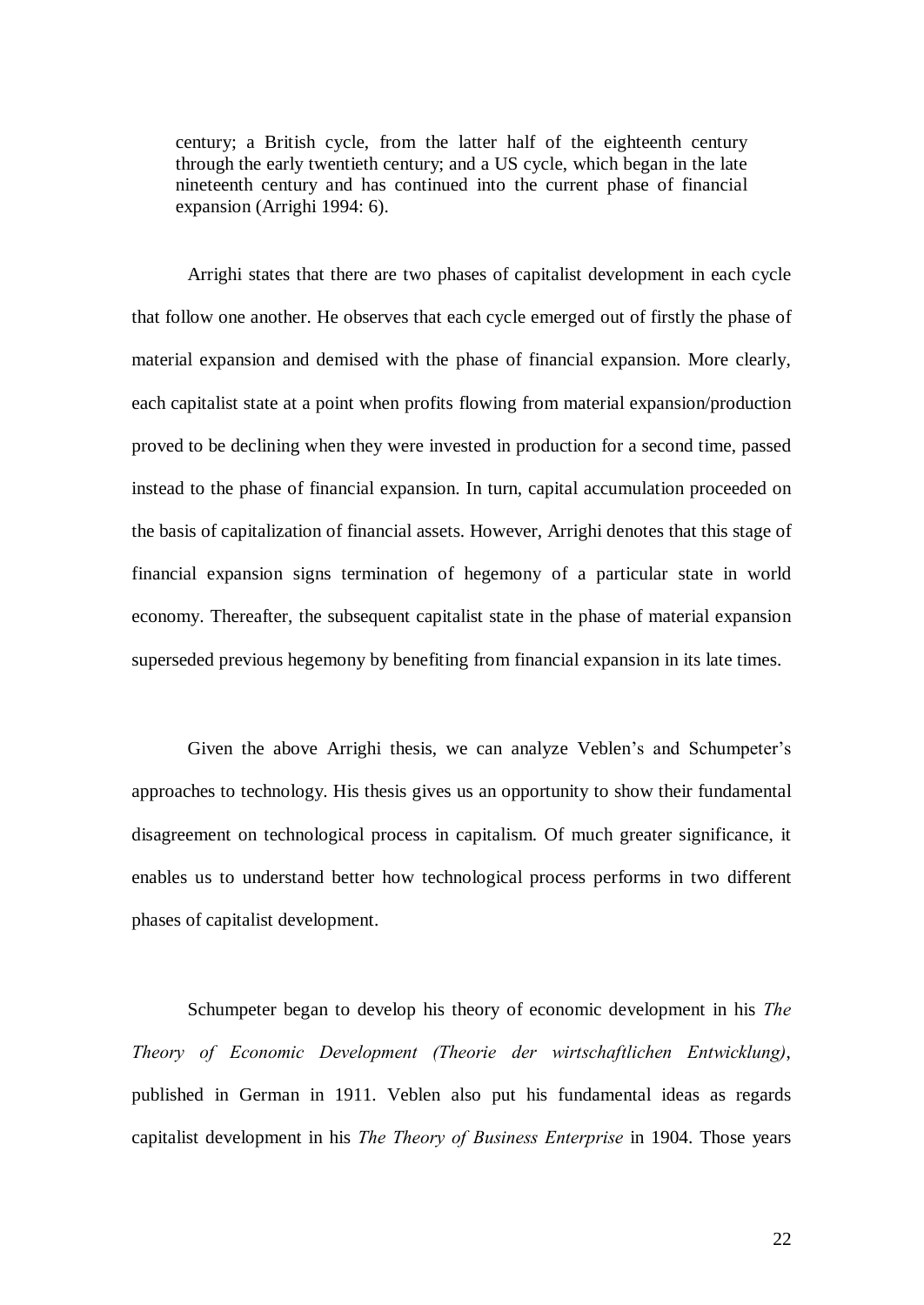> century; a British cycle, from the latter half of the eighteenth century through the early twentieth century; and a US cycle, which began in the late nineteenth century and has continued into the current phase of financial expansion (Arrighi 1994: 6).

Arrighi states that there are two phases of capitalist development in each cycle that follow one another. He observes that each cycle emerged out of firstly the phase of material expansion and demised with the phase of financial expansion. More clearly, each capitalist state at a point when profits flowing from material expansion/production proved to be declining when they were invested in production for a second time, passed instead to the phase of financial expansion. In turn, capital accumulation proceeded on the basis of capitalization of financial assets. However, Arrighi denotes that this stage of financial expansion signs termination of hegemony of a particular state in world economy. Thereafter, the subsequent capitalist state in the phase of material expansion superseded previous hegemony by benefiting from financial expansion in its late times.

Given the above Arrighi thesis, we can analyze Veblen's and Schumpeter's approaches to technology. His thesis gives us an opportunity to show their fundamental disagreement on technological process in capitalism. Of much greater significance, it enables us to understand better how technological process performs in two different phases of capitalist development.

Schumpeter began to develop his theory of economic development in his *The Theory of Economic Development (Theorie der wirtschaftlichen Entwicklung)*, published in German in 1911. Veblen also put his fundamental ideas as regards capitalist development in his *The Theory of Business Enterprise* in 1904. Those years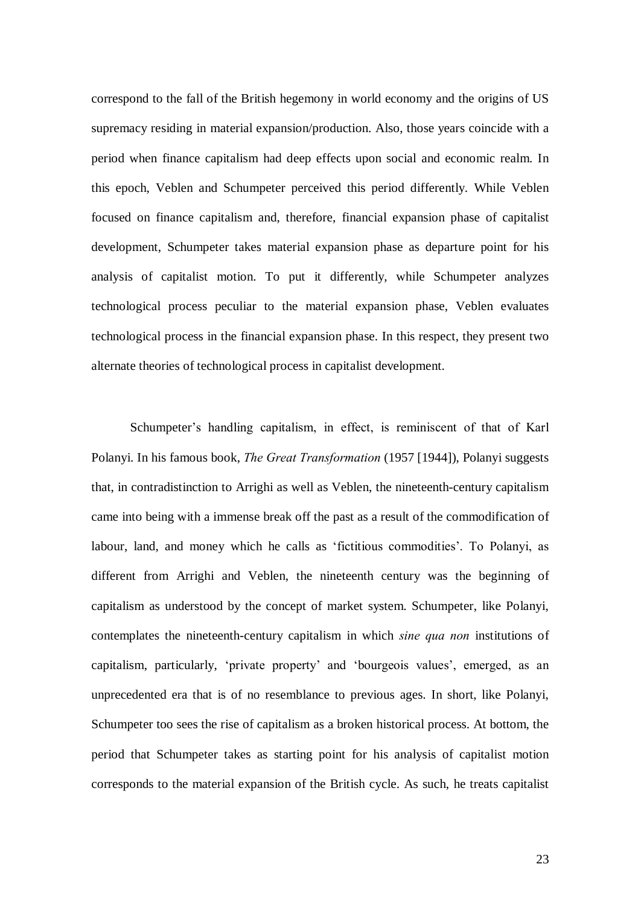correspond to the fall of the British hegemony in world economy and the origins of US supremacy residing in material expansion/production. Also, those years coincide with a period when finance capitalism had deep effects upon social and economic realm. In this epoch, Veblen and Schumpeter perceived this period differently. While Veblen focused on finance capitalism and, therefore, financial expansion phase of capitalist development, Schumpeter takes material expansion phase as departure point for his analysis of capitalist motion. To put it differently, while Schumpeter analyzes technological process peculiar to the material expansion phase, Veblen evaluates technological process in the financial expansion phase. In this respect, they present two alternate theories of technological process in capitalist development.

Schumpeter's handling capitalism, in effect, is reminiscent of that of Karl Polanyi. In his famous book, *The Great Transformation* (1957 [1944]), Polanyi suggests that, in contradistinction to Arrighi as well as Veblen, the nineteenth-century capitalism came into being with a immense break off the past as a result of the commodification of labour, land, and money which he calls as 'fictitious commodities'. To Polanyi, as different from Arrighi and Veblen, the nineteenth century was the beginning of capitalism as understood by the concept of market system. Schumpeter, like Polanyi, contemplates the nineteenth-century capitalism in which *sine qua non* institutions of capitalism, particularly, 'private property' and 'bourgeois values', emerged, as an unprecedented era that is of no resemblance to previous ages. In short, like Polanyi, Schumpeter too sees the rise of capitalism as a broken historical process. At bottom, the period that Schumpeter takes as starting point for his analysis of capitalist motion corresponds to the material expansion of the British cycle. As such, he treats capitalist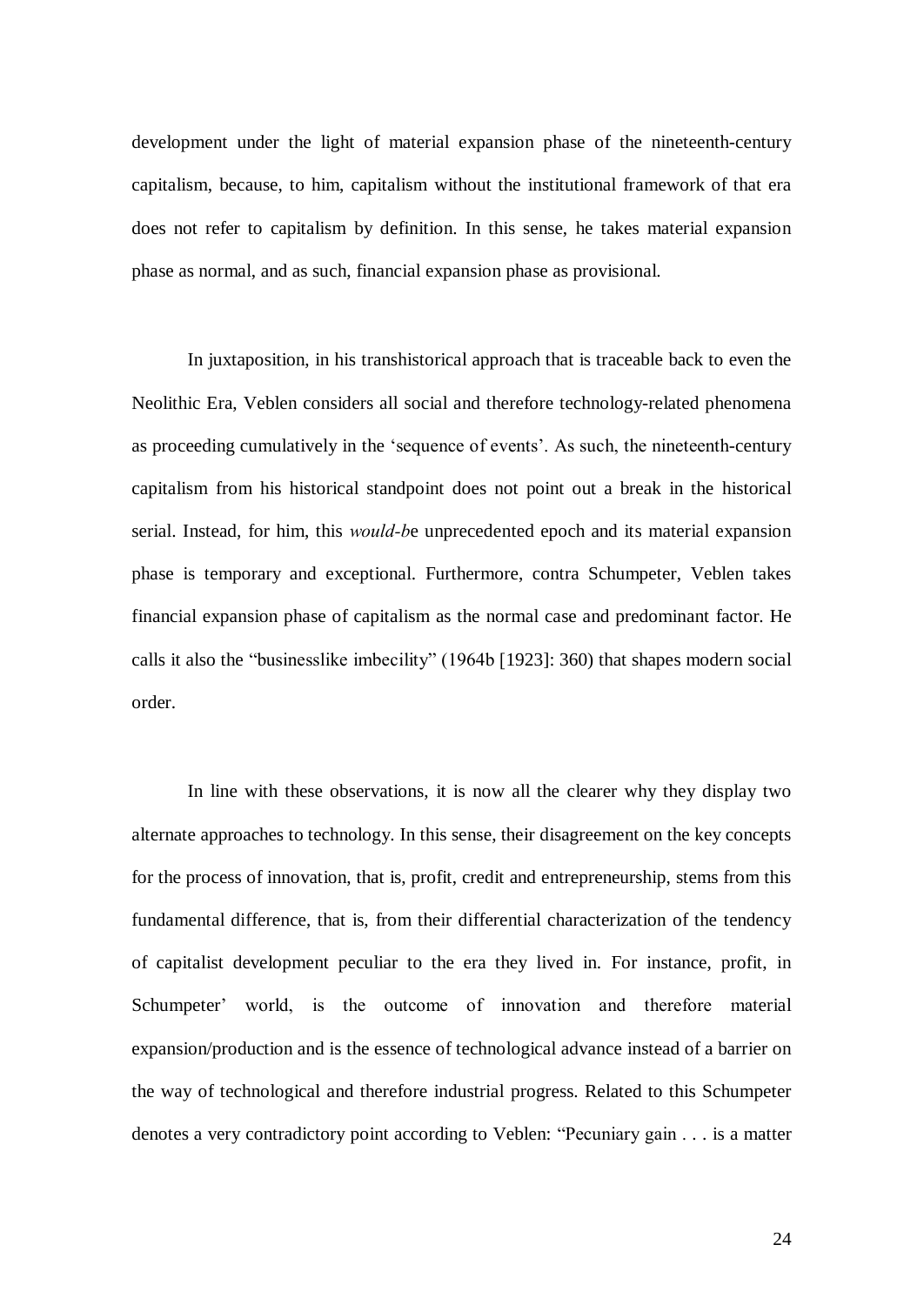development under the light of material expansion phase of the nineteenth-century capitalism, because, to him, capitalism without the institutional framework of that era does not refer to capitalism by definition. In this sense, he takes material expansion phase as normal, and as such, financial expansion phase as provisional.

In juxtaposition, in his transhistorical approach that is traceable back to even the Neolithic Era, Veblen considers all social and therefore technology-related phenomena as proceeding cumulatively in the 'sequence of events'. As such, the nineteenth-century capitalism from his historical standpoint does not point out a break in the historical serial. Instead, for him, this *would-b*e unprecedented epoch and its material expansion phase is temporary and exceptional. Furthermore, contra Schumpeter, Veblen takes financial expansion phase of capitalism as the normal case and predominant factor. He calls it also the "businesslike imbecility" (1964b [1923]: 360) that shapes modern social order.

In line with these observations, it is now all the clearer why they display two alternate approaches to technology. In this sense, their disagreement on the key concepts for the process of innovation, that is, profit, credit and entrepreneurship, stems from this fundamental difference, that is, from their differential characterization of the tendency of capitalist development peculiar to the era they lived in. For instance, profit, in Schumpeter' world, is the outcome of innovation and therefore material expansion/production and is the essence of technological advance instead of a barrier on the way of technological and therefore industrial progress. Related to this Schumpeter denotes a very contradictory point according to Veblen: "Pecuniary gain . . . is a matter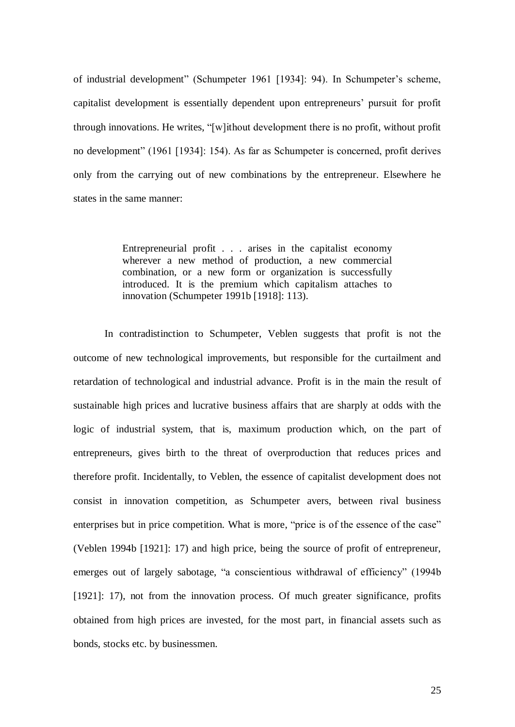of industrial development" (Schumpeter 1961 [1934]: 94). In Schumpeter's scheme, capitalist development is essentially dependent upon entrepreneurs' pursuit for profit through innovations. He writes, "[w]ithout development there is no profit, without profit no development" (1961 [1934]: 154). As far as Schumpeter is concerned, profit derives only from the carrying out of new combinations by the entrepreneur. Elsewhere he states in the same manner:

> Entrepreneurial profit . . . arises in the capitalist economy wherever a new method of production, a new commercial combination, or a new form or organization is successfully introduced. It is the premium which capitalism attaches to innovation (Schumpeter 1991b [1918]: 113).

In contradistinction to Schumpeter, Veblen suggests that profit is not the outcome of new technological improvements, but responsible for the curtailment and retardation of technological and industrial advance. Profit is in the main the result of sustainable high prices and lucrative business affairs that are sharply at odds with the logic of industrial system, that is, maximum production which, on the part of entrepreneurs, gives birth to the threat of overproduction that reduces prices and therefore profit. Incidentally, to Veblen, the essence of capitalist development does not consist in innovation competition, as Schumpeter avers, between rival business enterprises but in price competition. What is more, "price is of the essence of the case" (Veblen 1994b [1921]: 17) and high price, being the source of profit of entrepreneur, emerges out of largely sabotage, "a conscientious withdrawal of efficiency" (1994b [1921]: 17), not from the innovation process. Of much greater significance, profits obtained from high prices are invested, for the most part, in financial assets such as bonds, stocks etc. by businessmen.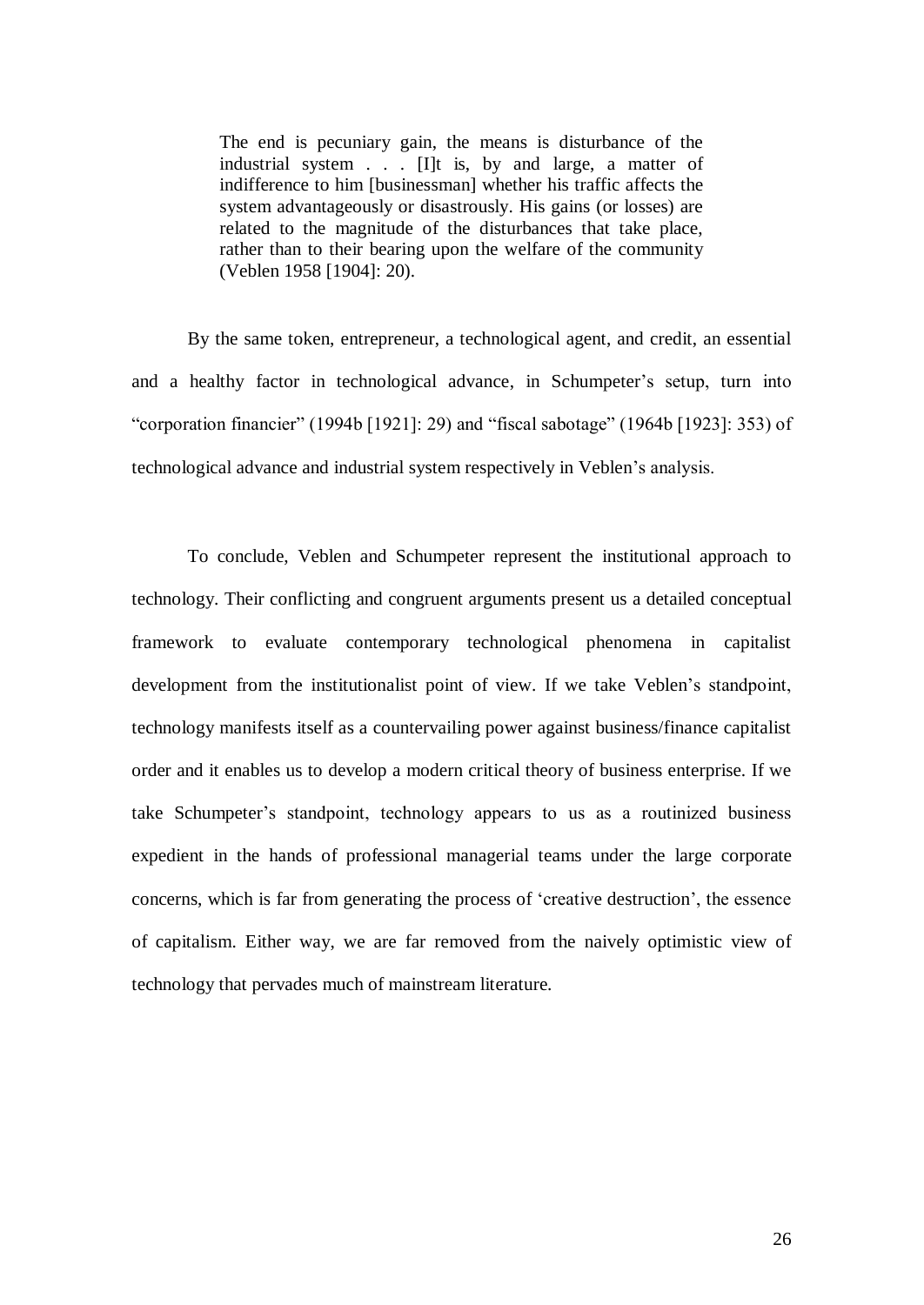> The end is pecuniary gain, the means is disturbance of the industrial system . . . [I]t is, by and large, a matter of indifference to him [businessman] whether his traffic affects the system advantageously or disastrously. His gains (or losses) are related to the magnitude of the disturbances that take place, rather than to their bearing upon the welfare of the community (Veblen 1958 [1904]: 20).

By the same token, entrepreneur, a technological agent, and credit, an essential and a healthy factor in technological advance, in Schumpeter's setup, turn into "corporation financier" (1994b [1921]: 29) and "fiscal sabotage" (1964b [1923]: 353) of technological advance and industrial system respectively in Veblen's analysis.

To conclude, Veblen and Schumpeter represent the institutional approach to technology. Their conflicting and congruent arguments present us a detailed conceptual framework to evaluate contemporary technological phenomena in capitalist development from the institutionalist point of view. If we take Veblen's standpoint, technology manifests itself as a countervailing power against business/finance capitalist order and it enables us to develop a modern critical theory of business enterprise. If we take Schumpeter's standpoint, technology appears to us as a routinized business expedient in the hands of professional managerial teams under the large corporate concerns, which is far from generating the process of 'creative destruction', the essence of capitalism. Either way, we are far removed from the naively optimistic view of technology that pervades much of mainstream literature.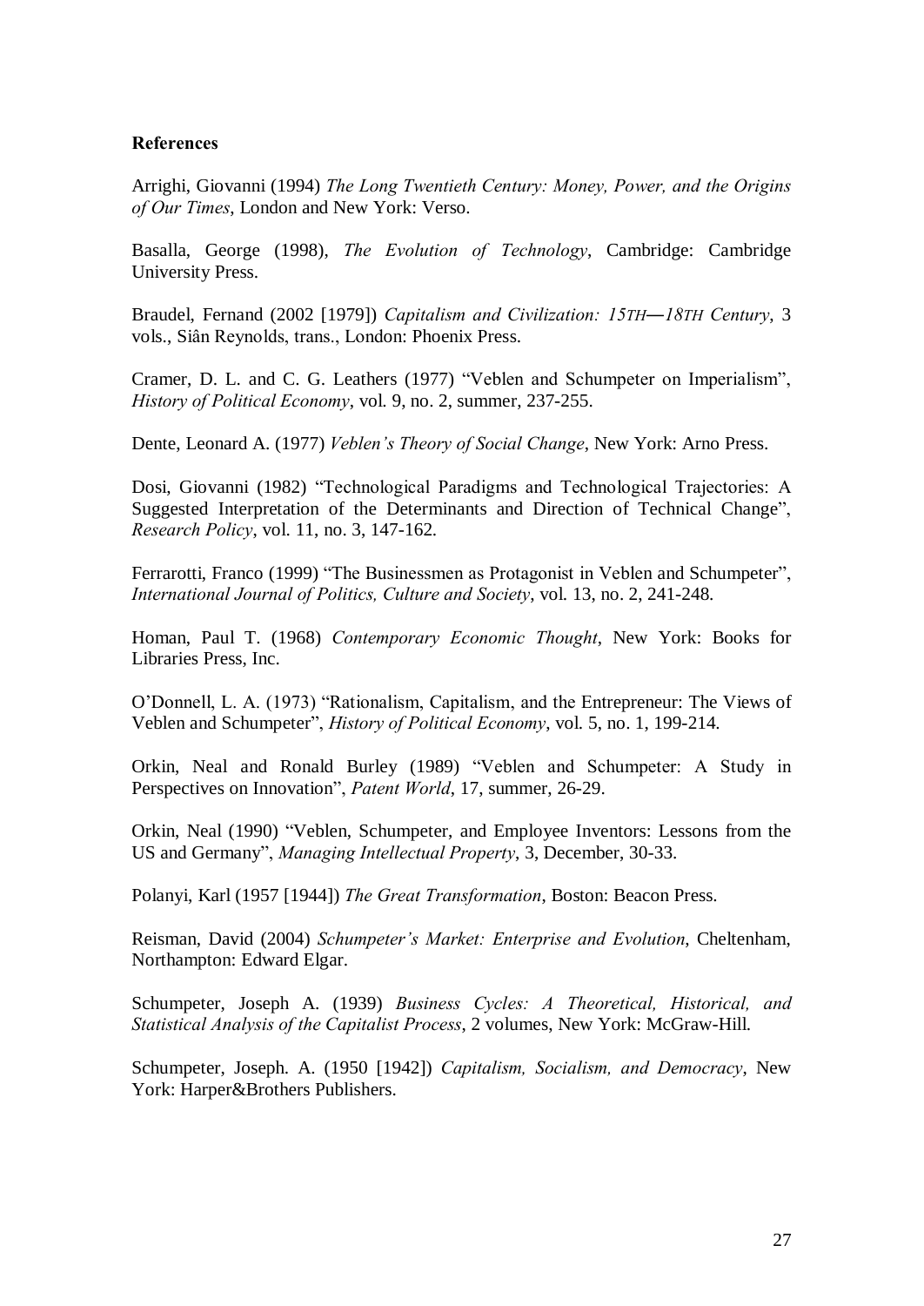**References**

Arrighi, Giovanni (1994) *The Long Twentieth Century: Money, Power, and the Origins of Our Times*, London and New York: Verso.

Basalla, George (1998), *The Evolution of Technology*, Cambridge: Cambridge University Press.

Braudel, Fernand (2002 [1979]) *Capitalism and Civilization: 15TH—18TH Century*, 3 vols., Siân Reynolds, trans., London: Phoenix Press.

Cramer, D. L. and C. G. Leathers (1977) "Veblen and Schumpeter on Imperialism", *History of Political Economy*, vol. 9, no. 2, summer, 237-255.

Dente, Leonard A. (1977) *Veblen's Theory of Social Change*, New York: Arno Press.

Dosi, Giovanni (1982) "Technological Paradigms and Technological Trajectories: A Suggested Interpretation of the Determinants and Direction of Technical Change", *Research Policy*, vol. 11, no. 3, 147-162.

Ferrarotti, Franco (1999) "The Businessmen as Protagonist in Veblen and Schumpeter", *International Journal of Politics, Culture and Society*, vol. 13, no. 2, 241-248.

Homan, Paul T. (1968) *Contemporary Economic Thought*, New York: Books for Libraries Press, Inc.

O'Donnell, L. A. (1973) "Rationalism, Capitalism, and the Entrepreneur: The Views of Veblen and Schumpeter", *History of Political Economy*, vol. 5, no. 1, 199-214.

Orkin, Neal and Ronald Burley (1989) "Veblen and Schumpeter: A Study in Perspectives on Innovation", *Patent World*, 17, summer, 26-29.

Orkin, Neal (1990) "Veblen, Schumpeter, and Employee Inventors: Lessons from the US and Germany", *Managing Intellectual Property*, 3, December, 30-33.

Polanyi, Karl (1957 [1944]) *The Great Transformation*, Boston: Beacon Press.

Reisman, David (2004) *Schumpeter's Market: Enterprise and Evolution*, Cheltenham, Northampton: Edward Elgar.

Schumpeter, Joseph A. (1939) *Business Cycles: A Theoretical, Historical, and Statistical Analysis of the Capitalist Process*, 2 volumes, New York: McGraw-Hill.

Schumpeter, Joseph. A. (1950 [1942]) *Capitalism, Socialism, and Democracy*, New York: Harper&Brothers Publishers.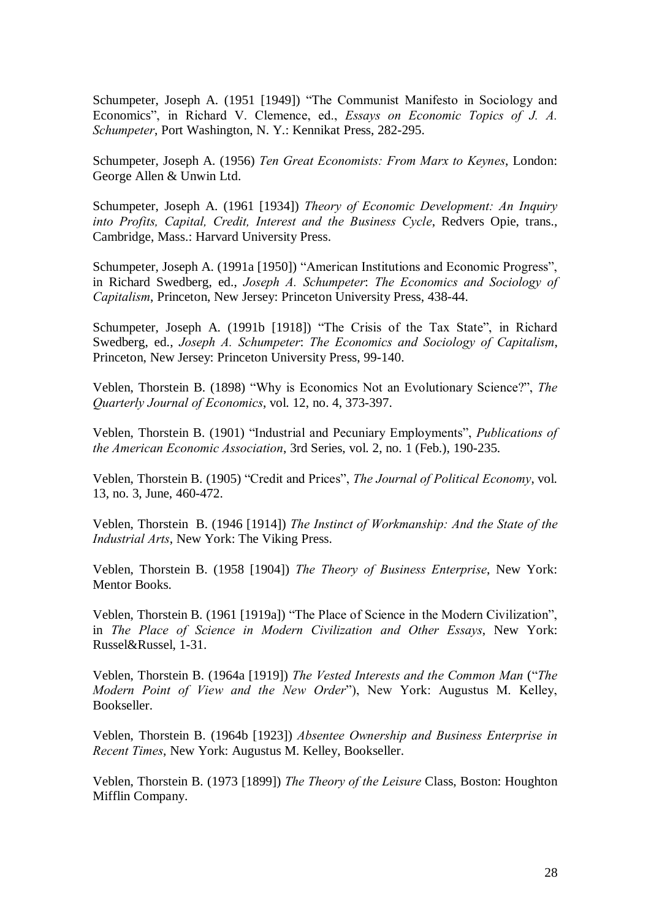Schumpeter, Joseph A. (1951 [1949]) "The Communist Manifesto in Sociology and Economics", in Richard V. Clemence, ed., *Essays on Economic Topics of J. A. Schumpeter*, Port Washington, N. Y.: Kennikat Press, 282-295.

Schumpeter, Joseph A. (1956) *Ten Great Economists: From Marx to Keynes*, London: George Allen & Unwin Ltd.

Schumpeter, Joseph A. (1961 [1934]) *Theory of Economic Development: An Inquiry into Profits, Capital, Credit, Interest and the Business Cycle*, Redvers Opie, trans., Cambridge, Mass.: Harvard University Press.

Schumpeter, Joseph A. (1991a [1950]) "American Institutions and Economic Progress", in Richard Swedberg, ed., *Joseph A. Schumpeter*: *The Economics and Sociology of Capitalism*, Princeton, New Jersey: Princeton University Press, 438-44.

Schumpeter, Joseph A. (1991b [1918]) "The Crisis of the Tax State", in Richard Swedberg, ed., *Joseph A. Schumpeter*: *The Economics and Sociology of Capitalism*, Princeton, New Jersey: Princeton University Press, 99-140.

Veblen, Thorstein B. (1898) "Why is Economics Not an Evolutionary Science?", *The Quarterly Journal of Economics*, vol. 12, no. 4, 373-397.

Veblen, Thorstein B. (1901) "Industrial and Pecuniary Employments", *Publications of the American Economic Association*, 3rd Series, vol. 2, no. 1 (Feb.), 190-235.

Veblen, Thorstein B. (1905) "Credit and Prices", *The Journal of Political Economy*, vol. 13, no. 3, June, 460-472.

Veblen, Thorstein B. (1946 [1914]) *The Instinct of Workmanship: And the State of the Industrial Arts*, New York: The Viking Press.

Veblen, Thorstein B. (1958 [1904]) *The Theory of Business Enterprise*, New York: Mentor Books.

Veblen, Thorstein B. (1961 [1919a]) "The Place of Science in the Modern Civilization", in *The Place of Science in Modern Civilization and Other Essays*, New York: Russel&Russel, 1-31.

Veblen, Thorstein B. (1964a [1919]) *The Vested Interests and the Common Man* ("*The Modern Point of View and the New Order*"), New York: Augustus M. Kelley, Bookseller.

Veblen, Thorstein B. (1964b [1923]) *Absentee Ownership and Business Enterprise in Recent Times*, New York: Augustus M. Kelley, Bookseller.

Veblen, Thorstein B. (1973 [1899]) *The Theory of the Leisure* Class, Boston: Houghton Mifflin Company.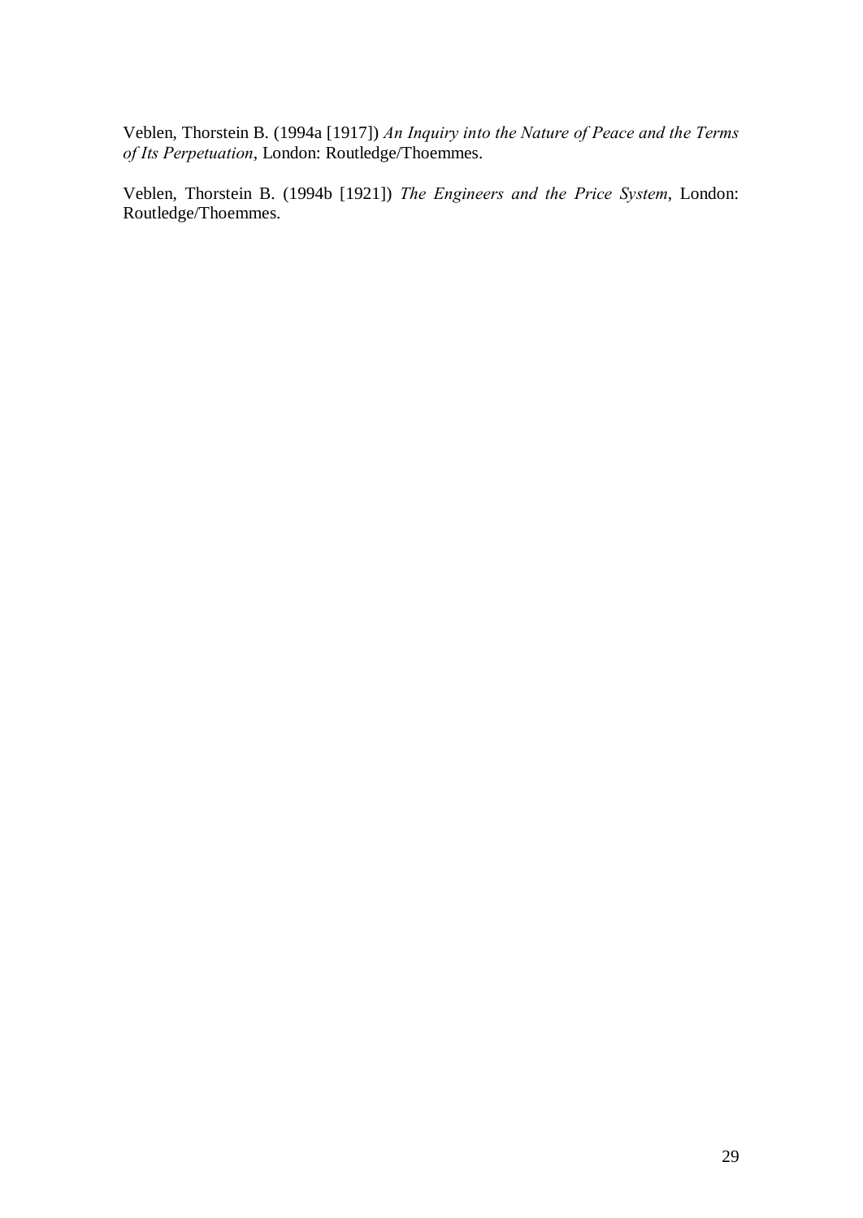Veblen, Thorstein B. (1994a [1917]) *An Inquiry into the Nature of Peace and the Terms of Its Perpetuation*, London: Routledge/Thoemmes.

Veblen, Thorstein B. (1994b [1921]) *The Engineers and the Price System*, London: Routledge/Thoemmes.